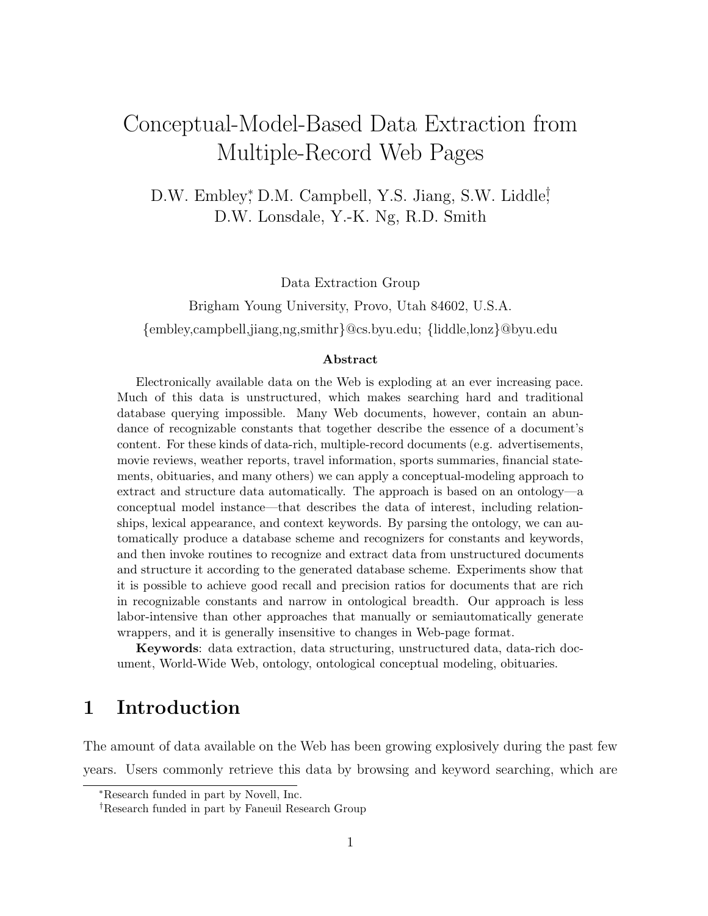# Conceptual-Model-Based Data Extraction from Multiple-Record Web Pages

D.W. Embley*, D.M. Campbell, Y.S. Jiang, S.W. Liddle†, D.W. Lonsdale, Y.-K. Ng, R.D. Smith

Data Extraction Group

Brigham Young University, Provo, Utah 84602, U.S.A.

{embley,campbell,jiang,ng,smithr}@cs.byu.edu; {liddle,lonz}@byu.edu

### Abstract

Electronically available data on the Web is exploding at an ever increasing pace. Much of this data is unstructured, which makes searching hard and traditional database querying impossible. Many Web documents, however, contain an abundance of recognizable constants that together describe the essence of a document's content. For these kinds of data-rich, multiple-record documents (e.g. advertisements, movie reviews, weather reports, travel information, sports summaries, financial statements, obituaries, and many others) we can apply a conceptual-modeling approach to extract and structure data automatically. The approach is based on an ontology—a conceptual model instance—that describes the data of interest, including relationships, lexical appearance, and context keywords. By parsing the ontology, we can automatically produce a database scheme and recognizers for constants and keywords, and then invoke routines to recognize and extract data from unstructured documents and structure it according to the generated database scheme. Experiments show that it is possible to achieve good recall and precision ratios for documents that are rich in recognizable constants and narrow in ontological breadth. Our approach is less labor-intensive than other approaches that manually or semiautomatically generate wrappers, and it is generally insensitive to changes in Web-page format.

**Keywords**: data extraction, data structuring, unstructured data, data-rich document, World-Wide Web, ontology, ontological conceptual modeling, obituaries.

## 1 Introduction

The amount of data available on the Web has been growing explosively during the past few years. Users commonly retrieve this data by browsing and keyword searching, which are

*Research funded in part by Novell, Inc.

†Research funded in part by Faneuil Research Group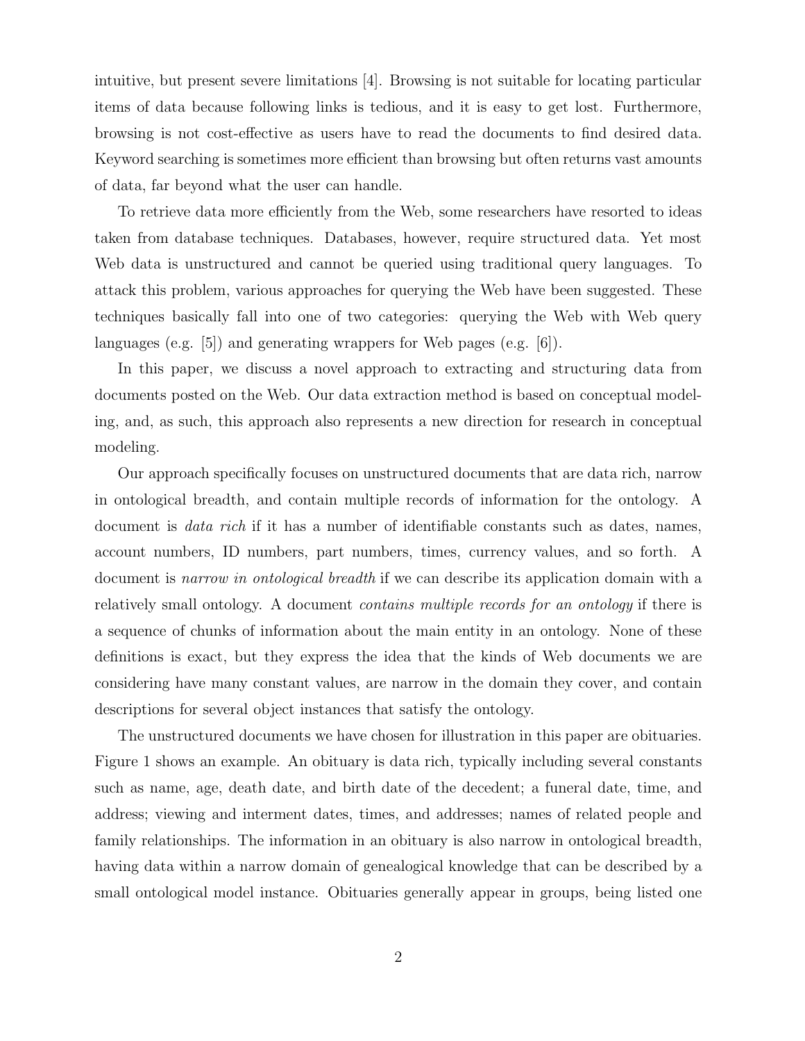intuitive, but present severe limitations [4]. Browsing is not suitable for locating particular items of data because following links is tedious, and it is easy to get lost. Furthermore, browsing is not cost-effective as users have to read the documents to find desired data. Keyword searching is sometimes more efficient than browsing but often returns vast amounts of data, far beyond what the user can handle.

To retrieve data more efficiently from the Web, some researchers have resorted to ideas taken from database techniques. Databases, however, require structured data. Yet most Web data is unstructured and cannot be queried using traditional query languages. To attack this problem, various approaches for querying the Web have been suggested. These techniques basically fall into one of two categories: querying the Web with Web query languages (e.g. [5]) and generating wrappers for Web pages (e.g. [6]).

In this paper, we discuss a novel approach to extracting and structuring data from documents posted on the Web. Our data extraction method is based on conceptual modeling, and, as such, this approach also represents a new direction for research in conceptual modeling.

Our approach specifically focuses on unstructured documents that are data rich, narrow in ontological breadth, and contain multiple records of information for the ontology. A document is *data rich* if it has a number of identifiable constants such as dates, names, account numbers, ID numbers, part numbers, times, currency values, and so forth. A document is *narrow in ontological breadth* if we can describe its application domain with a relatively small ontology. A document *contains multiple records for an ontology* if there is a sequence of chunks of information about the main entity in an ontology. None of these definitions is exact, but they express the idea that the kinds of Web documents we are considering have many constant values, are narrow in the domain they cover, and contain descriptions for several object instances that satisfy the ontology.

The unstructured documents we have chosen for illustration in this paper are obituaries. Figure 1 shows an example. An obituary is data rich, typically including several constants such as name, age, death date, and birth date of the decedent; a funeral date, time, and address; viewing and interment dates, times, and addresses; names of related people and family relationships. The information in an obituary is also narrow in ontological breadth, having data within a narrow domain of genealogical knowledge that can be described by a small ontological model instance. Obituaries generally appear in groups, being listed one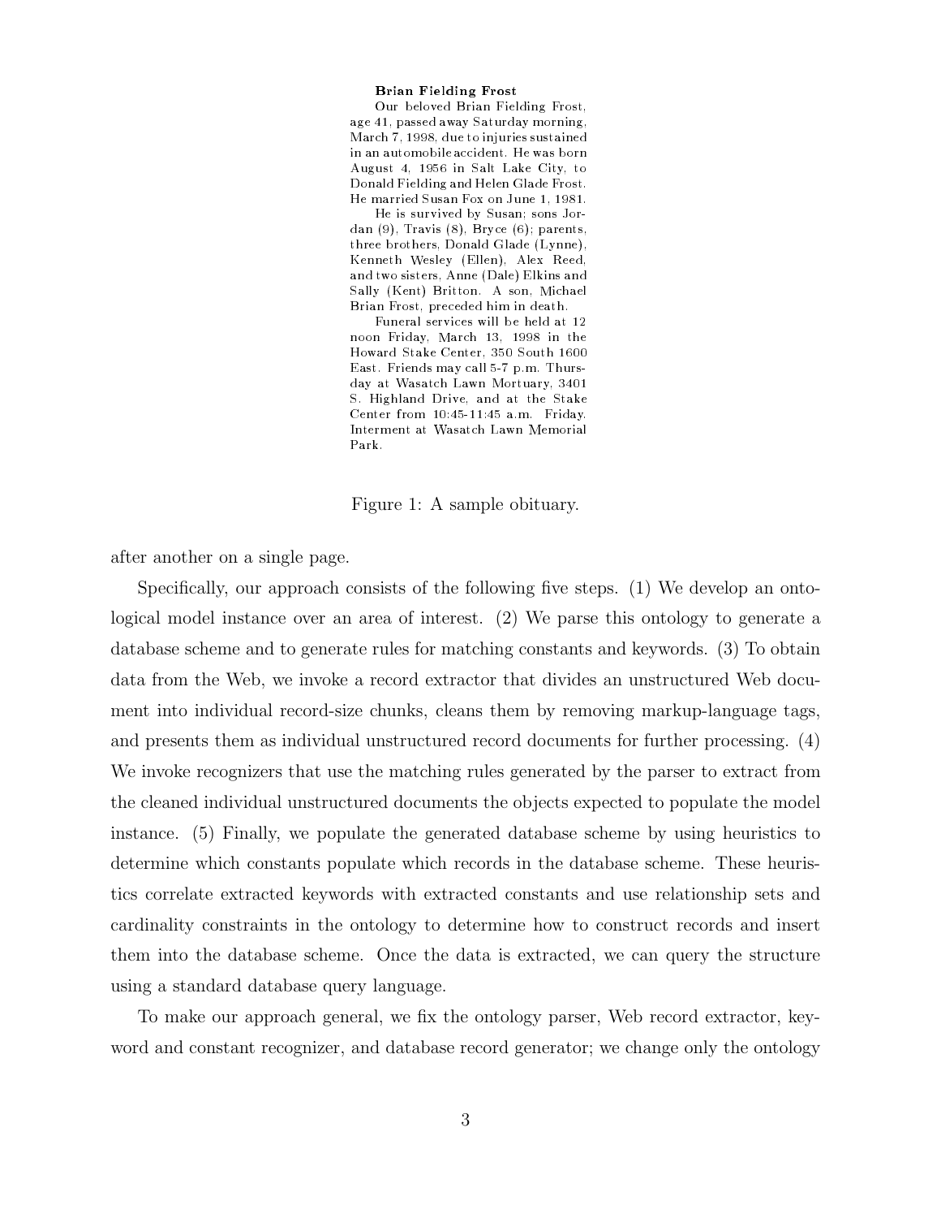**Brian Fielding Frost**

Our beloved Brian Fielding Frost, age 41, passed away Saturday morning, March 7, 1998, due to injuries sustained in an automobile accident. He was born August 4, 1956 in Salt Lake City, to Donald Fielding and Helen Glade Frost. He married Susan Fox on June 1, 1981.

He is survived by Susan; sons Jordan (9), Travis (8), Bryce (6); parents, three brothers, Donald Glade (Lynne), Kenneth Wesley (Ellen), Alex Reed, and two sisters, Anne (Dale) Elkins and Sally (Kent) Britton. A son, Michael Brian Frost, preceded him in death.

Funeral services will be held at 12 noon Friday, March 13, 1998 in the Howard Stake Center, 350 South 1600 East. Friends may call 5-7 p.m. Thursday at Wasatch Lawn Mortuary, 3401 S. Highland Drive, and at the Stake Center from 10:45-11:45 a.m. Friday. Interment at Wasatch Lawn Memorial Park.

Figure 1: A sample obituary.

after another on a single page.

Specifically, our approach consists of the following five steps. (1) We develop an ontological model instance over an area of interest. (2) We parse this ontology to generate a database scheme and to generate rules for matching constants and keywords. (3) To obtain data from the Web, we invoke a record extractor that divides an unstructured Web document into individual record-size chunks, cleans them by removing markup-language tags, and presents them as individual unstructured record documents for further processing. (4) We invoke recognizers that use the matching rules generated by the parser to extract from the cleaned individual unstructured documents the objects expected to populate the model instance. (5) Finally, we populate the generated database scheme by using heuristics to determine which constants populate which records in the database scheme. These heuristics correlate extracted keywords with extracted constants and use relationship sets and cardinality constraints in the ontology to determine how to construct records and insert them into the database scheme. Once the data is extracted, we can query the structure using a standard database query language.

To make our approach general, we fix the ontology parser, Web record extractor, keyword and constant recognizer, and database record generator; we change only the ontology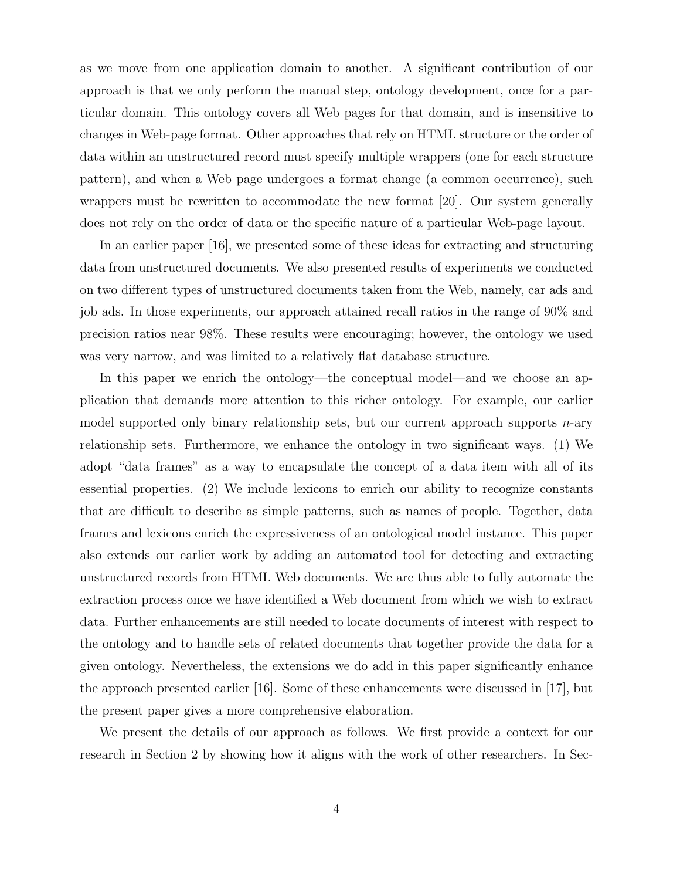as we move from one application domain to another. A significant contribution of our approach is that we only perform the manual step, ontology development, once for a particular domain. This ontology covers all Web pages for that domain, and is insensitive to changes in Web-page format. Other approaches that rely on HTML structure or the order of data within an unstructured record must specify multiple wrappers (one for each structure pattern), and when a Web page undergoes a format change (a common occurrence), such wrappers must be rewritten to accommodate the new format [20]. Our system generally does not rely on the order of data or the specific nature of a particular Web-page layout.

In an earlier paper [16], we presented some of these ideas for extracting and structuring data from unstructured documents. We also presented results of experiments we conducted on two different types of unstructured documents taken from the Web, namely, car ads and job ads. In those experiments, our approach attained recall ratios in the range of 90% and precision ratios near 98%. These results were encouraging; however, the ontology we used was very narrow, and was limited to a relatively flat database structure.

In this paper we enrich the ontology—the conceptual model—and we choose an application that demands more attention to this richer ontology. For example, our earlier model supported only binary relationship sets, but our current approach supports $n$-ary relationship sets. Furthermore, we enhance the ontology in two significant ways. (1) We adopt "data frames" as a way to encapsulate the concept of a data item with all of its essential properties. (2) We include lexicons to enrich our ability to recognize constants that are difficult to describe as simple patterns, such as names of people. Together, data frames and lexicons enrich the expressiveness of an ontological model instance. This paper also extends our earlier work by adding an automated tool for detecting and extracting unstructured records from HTML Web documents. We are thus able to fully automate the extraction process once we have identified a Web document from which we wish to extract data. Further enhancements are still needed to locate documents of interest with respect to the ontology and to handle sets of related documents that together provide the data for a given ontology. Nevertheless, the extensions we do add in this paper significantly enhance the approach presented earlier [16]. Some of these enhancements were discussed in [17], but the present paper gives a more comprehensive elaboration.

We present the details of our approach as follows. We first provide a context for our research in Section 2 by showing how it aligns with the work of other researchers. In Sec-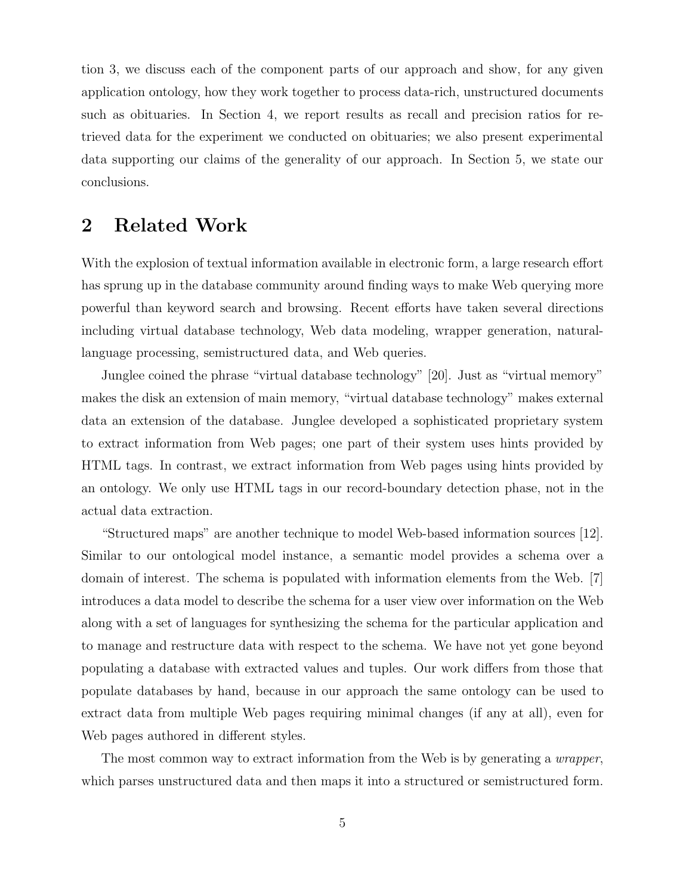tion 3, we discuss each of the component parts of our approach and show, for any given application ontology, how they work together to process data-rich, unstructured documents such as obituaries. In Section 4, we report results as recall and precision ratios for retrieved data for the experiment we conducted on obituaries; we also present experimental data supporting our claims of the generality of our approach. In Section 5, we state our conclusions.

## 2 Related Work

With the explosion of textual information available in electronic form, a large research effort has sprung up in the database community around finding ways to make Web querying more powerful than keyword search and browsing. Recent efforts have taken several directions including virtual database technology, Web data modeling, wrapper generation, natural-language processing, semistructured data, and Web queries.

Junglee coined the phrase "virtual database technology" [20]. Just as "virtual memory" makes the disk an extension of main memory, "virtual database technology" makes external data an extension of the database. Junglee developed a sophisticated proprietary system to extract information from Web pages; one part of their system uses hints provided by HTML tags. In contrast, we extract information from Web pages using hints provided by an ontology. We only use HTML tags in our record-boundary detection phase, not in the actual data extraction.

"Structured maps" are another technique to model Web-based information sources [12]. Similar to our ontological model instance, a semantic model provides a schema over a domain of interest. The schema is populated with information elements from the Web. [7] introduces a data model to describe the schema for a user view over information on the Web along with a set of languages for synthesizing the schema for the particular application and to manage and restructure data with respect to the schema. We have not yet gone beyond populating a database with extracted values and tuples. Our work differs from those that populate databases by hand, because in our approach the same ontology can be used to extract data from multiple Web pages requiring minimal changes (if any at all), even for Web pages authored in different styles.

The most common way to extract information from the Web is by generating a *wrapper*, which parses unstructured data and then maps it into a structured or semistructured form.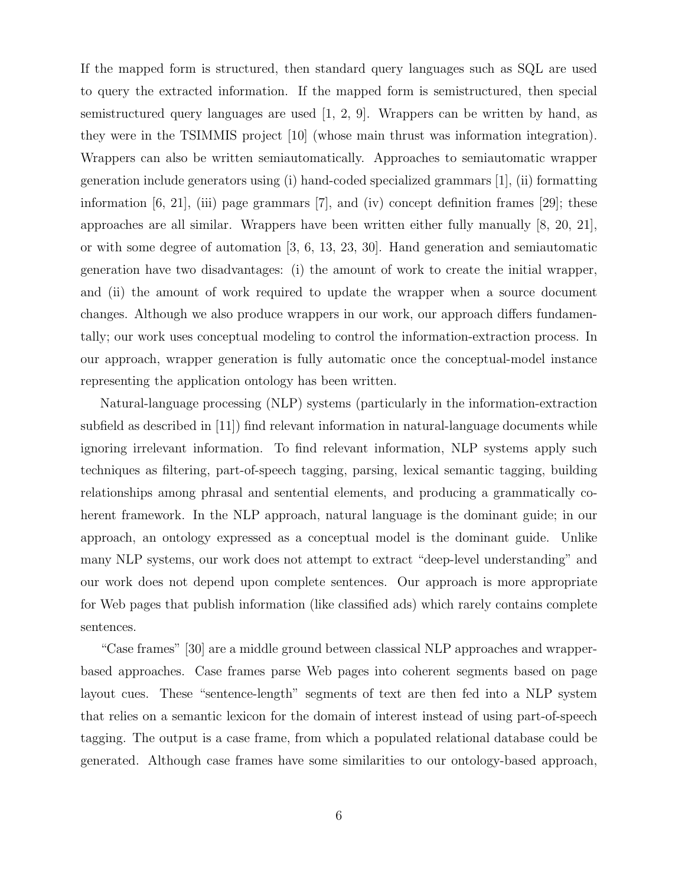If the mapped form is structured, then standard query languages such as SQL are used to query the extracted information. If the mapped form is semistructured, then special semistructured query languages are used [1, 2, 9]. Wrappers can be written by hand, as they were in the TSIMMIS project [10] (whose main thrust was information integration). Wrappers can also be written semiautomatically. Approaches to semiautomatic wrapper generation include generators using (i) hand-coded specialized grammars [1], (ii) formatting information [6, 21], (iii) page grammars [7], and (iv) concept definition frames [29]; these approaches are all similar. Wrappers have been written either fully manually [8, 20, 21], or with some degree of automation [3, 6, 13, 23, 30]. Hand generation and semiautomatic generation have two disadvantages: (i) the amount of work to create the initial wrapper, and (ii) the amount of work required to update the wrapper when a source document changes. Although we also produce wrappers in our work, our approach differs fundamentally; our work uses conceptual modeling to control the information-extraction process. In our approach, wrapper generation is fully automatic once the conceptual-model instance representing the application ontology has been written.

Natural-language processing (NLP) systems (particularly in the information-extraction subfield as described in [11]) find relevant information in natural-language documents while ignoring irrelevant information. To find relevant information, NLP systems apply such techniques as filtering, part-of-speech tagging, parsing, lexical semantic tagging, building relationships among phrasal and sentential elements, and producing a grammatically coherent framework. In the NLP approach, natural language is the dominant guide; in our approach, an ontology expressed as a conceptual model is the dominant guide. Unlike many NLP systems, our work does not attempt to extract "deep-level understanding" and our work does not depend upon complete sentences. Our approach is more appropriate for Web pages that publish information (like classified ads) which rarely contains complete sentences.

"Case frames" [30] are a middle ground between classical NLP approaches and wrapper-based approaches. Case frames parse Web pages into coherent segments based on page layout cues. These "sentence-length" segments of text are then fed into a NLP system that relies on a semantic lexicon for the domain of interest instead of using part-of-speech tagging. The output is a case frame, from which a populated relational database could be generated. Although case frames have some similarities to our ontology-based approach,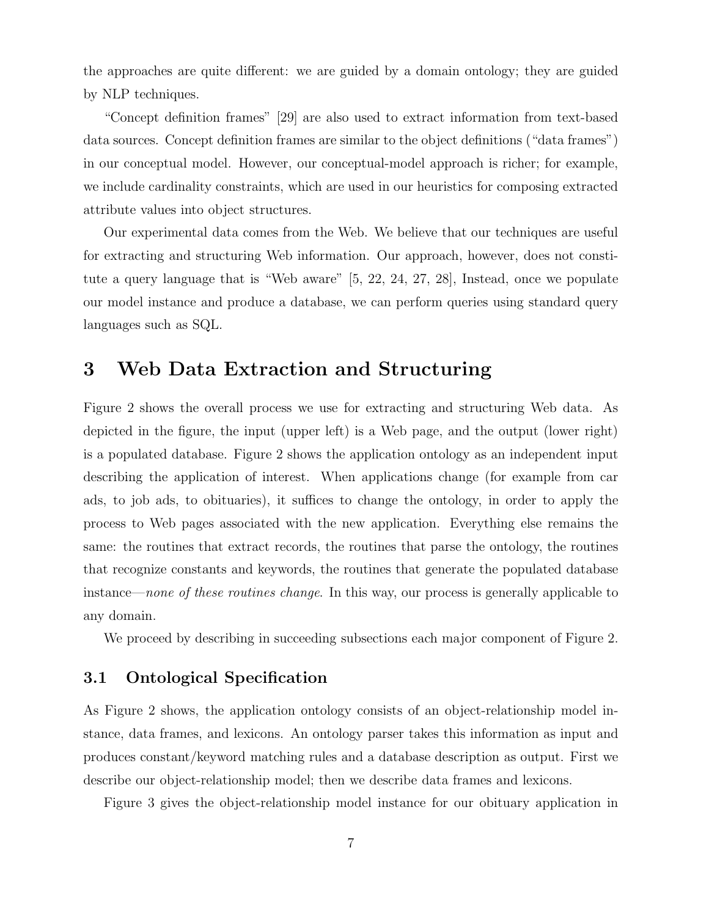the approaches are quite different: we are guided by a domain ontology; they are guided by NLP techniques.

"Concept definition frames" [29] are also used to extract information from text-based data sources. Concept definition frames are similar to the object definitions ("data frames") in our conceptual model. However, our conceptual-model approach is richer; for example, we include cardinality constraints, which are used in our heuristics for composing extracted attribute values into object structures.

Our experimental data comes from the Web. We believe that our techniques are useful for extracting and structuring Web information. Our approach, however, does not constitute a query language that is "Web aware" [5, 22, 24, 27, 28], Instead, once we populate our model instance and produce a database, we can perform queries using standard query languages such as SQL.

# 3 Web Data Extraction and Structuring

Figure 2 shows the overall process we use for extracting and structuring Web data. As depicted in the figure, the input (upper left) is a Web page, and the output (lower right) is a populated database. Figure 2 shows the application ontology as an independent input describing the application of interest. When applications change (for example from car ads, to job ads, to obituaries), it suffices to change the ontology, in order to apply the process to Web pages associated with the new application. Everything else remains the same: the routines that extract records, the routines that parse the ontology, the routines that recognize constants and keywords, the routines that generate the populated database instance—*none of these routines change*. In this way, our process is generally applicable to any domain.

We proceed by describing in succeeding subsections each major component of Figure 2.

## 3.1 Ontological Specification

As Figure 2 shows, the application ontology consists of an object-relationship model instance, data frames, and lexicons. An ontology parser takes this information as input and produces constant/keyword matching rules and a database description as output. First we describe our object-relationship model; then we describe data frames and lexicons.

Figure 3 gives the object-relationship model instance for our obituary application in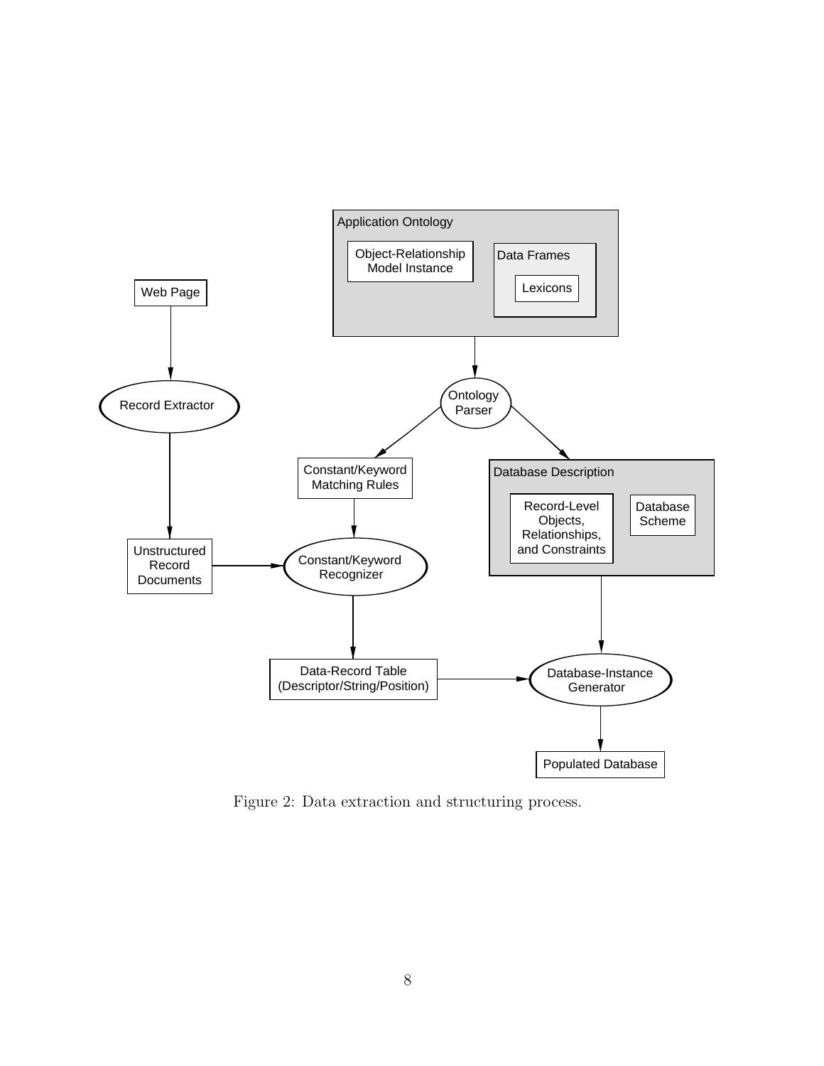Figure 2: Data extraction and structuring process.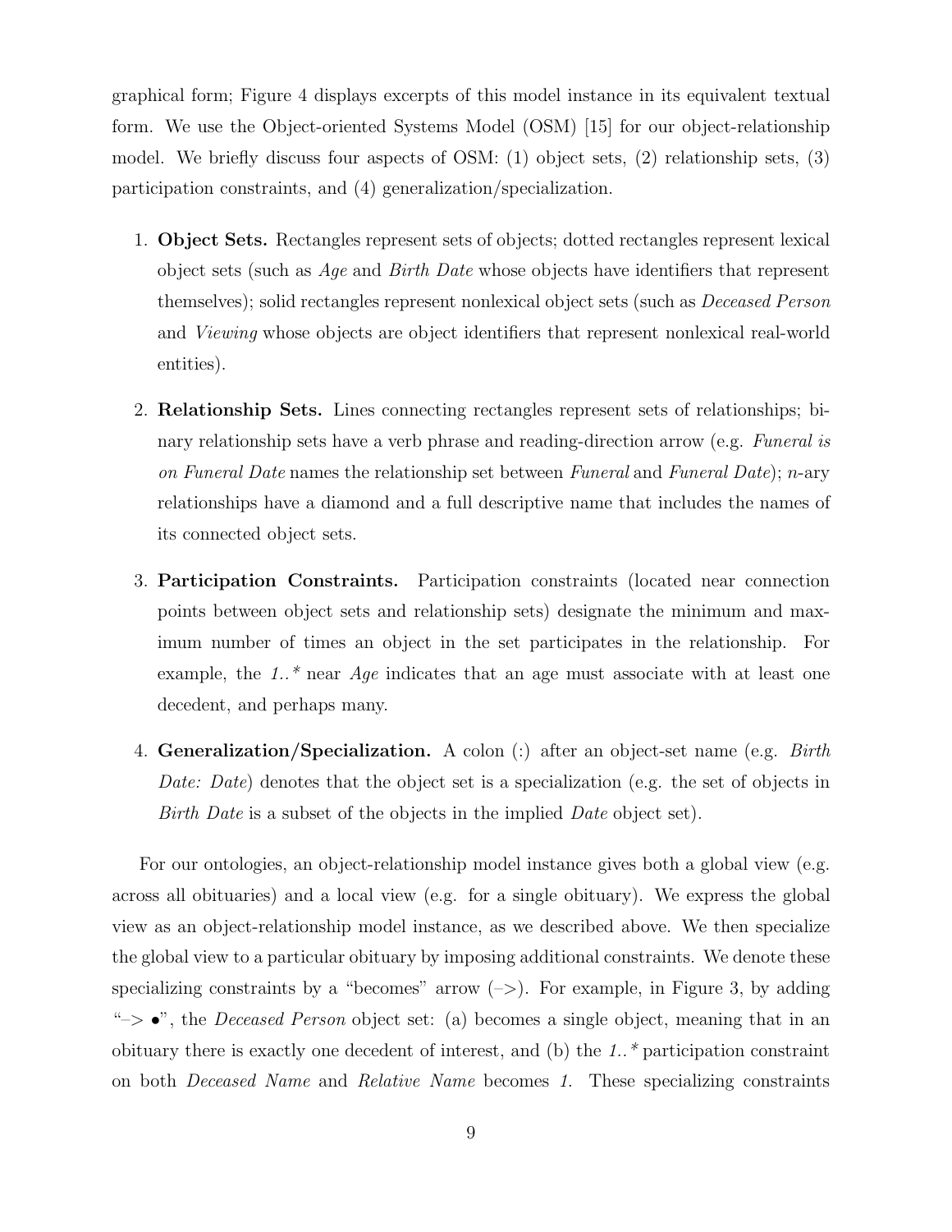graphical form; Figure 4 displays excerpts of this model instance in its equivalent textual form. We use the Object-oriented Systems Model (OSM) [15] for our object-relationship model. We briefly discuss four aspects of OSM: (1) object sets, (2) relationship sets, (3) participation constraints, and (4) generalization/specialization.

1. **Object Sets.** Rectangles represent sets of objects; dotted rectangles represent lexical object sets (such as *Age* and *Birth Date* whose objects have identifiers that represent themselves); solid rectangles represent nonlexical object sets (such as *Deceased Person* and *Viewing* whose objects are object identifiers that represent nonlexical real-world entities).

2. **Relationship Sets.** Lines connecting rectangles represent sets of relationships; binary relationship sets have a verb phrase and reading-direction arrow (e.g. *Funeral is on Funeral Date* names the relationship set between *Funeral* and *Funeral Date*); *n*-ary relationships have a diamond and a full descriptive name that includes the names of its connected object sets.

3. **Participation Constraints.** Participation constraints (located near connection points between object sets and relationship sets) designate the minimum and maximum number of times an object in the set participates in the relationship. For example, the *1..** near *Age* indicates that an age must associate with at least one decedent, and perhaps many.

4. **Generalization/Specialization.** A colon (:) after an object-set name (e.g. *Birth Date: Date*) denotes that the object set is a specialization (e.g. the set of objects in *Birth Date* is a subset of the objects in the implied *Date* object set).

For our ontologies, an object-relationship model instance gives both a global view (e.g. across all obituaries) and a local view (e.g. for a single obituary). We express the global view as an object-relationship model instance, as we described above. We then specialize the global view to a particular obituary by imposing additional constraints. We denote these specializing constraints by a "becomes" arrow (–>). For example, in Figure 3, by adding "–> •", the *Deceased Person* object set: (a) becomes a single object, meaning that in an obituary there is exactly one decedent of interest, and (b) the *1..** participation constraint on both *Deceased Name* and *Relative Name* becomes *1*. These specializing constraints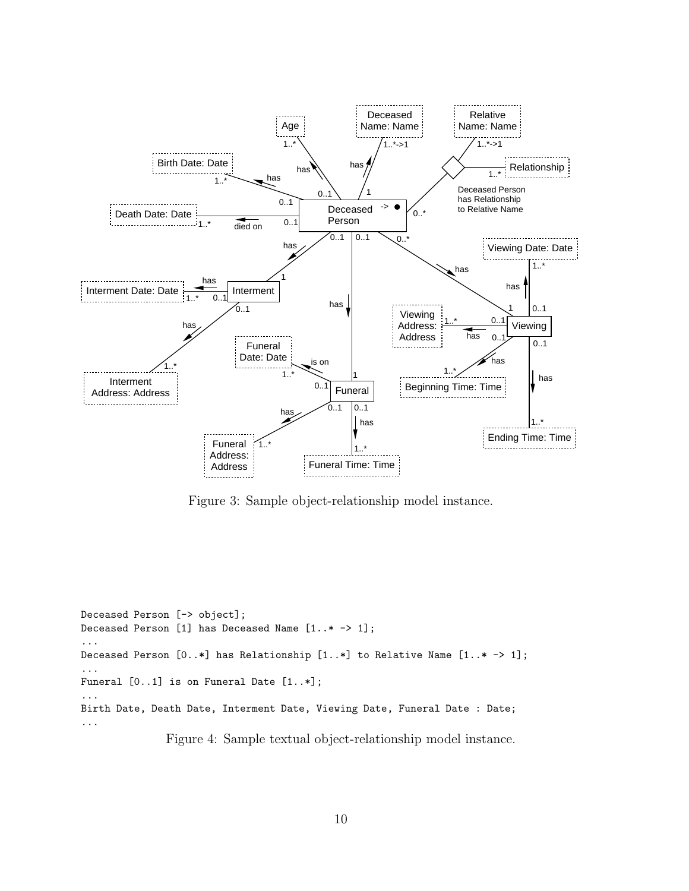Figure 3: Sample object-relationship model instance.

```
Deceased Person [-> object];
Deceased Person [1] has Deceased Name [1..* -> 1];
...
Deceased Person [0..*] has Relationship [1..*] to Relative Name [1..* -> 1];
...
Funeral [0..1] is on Funeral Date [1..*];
...
Birth Date, Death Date, Interment Date, Viewing Date, Funeral Date : Date;
...
```

Figure 4: Sample textual object-relationship model instance.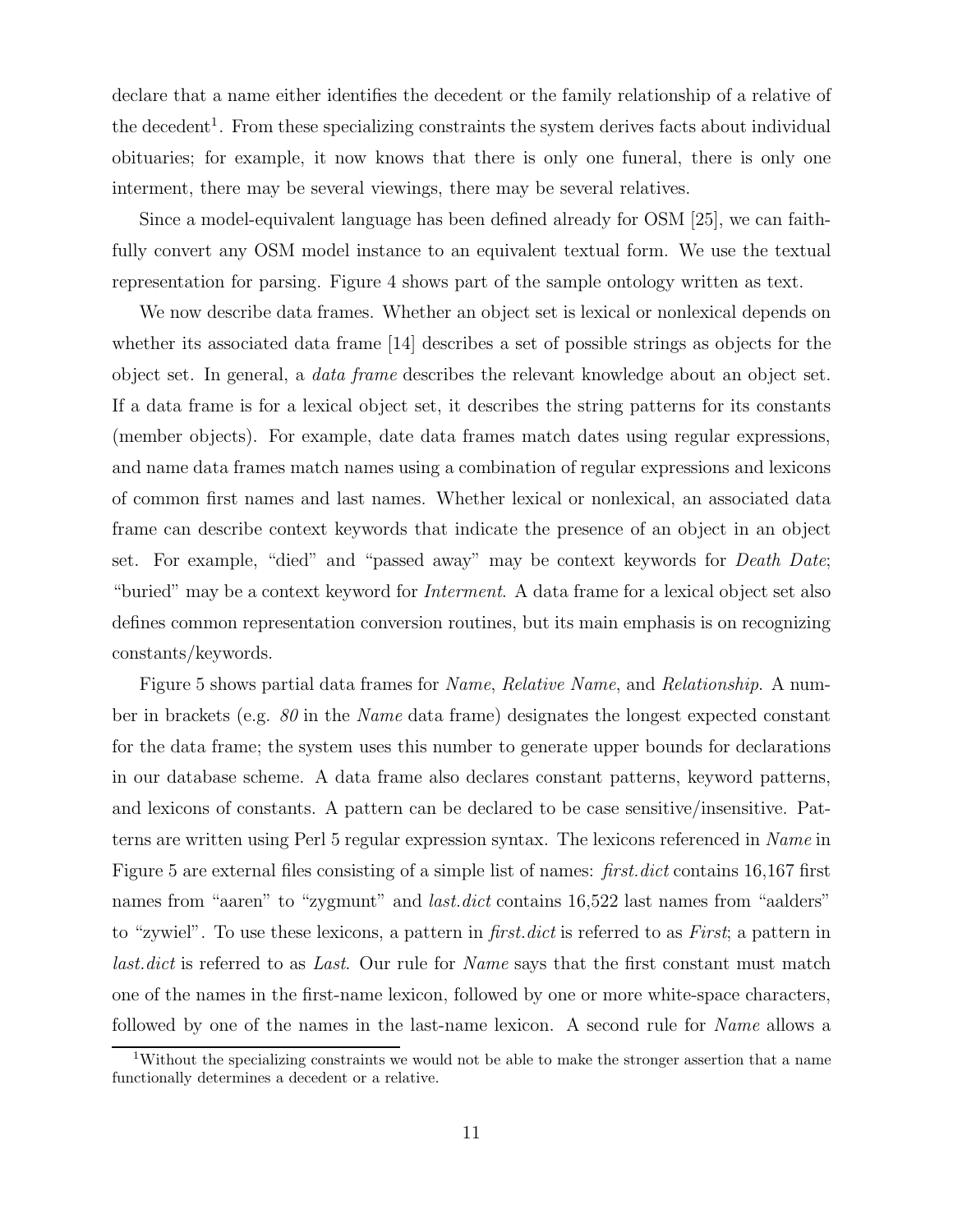declare that a name either identifies the decedent or the family relationship of a relative of the decedent[1]. From these specializing constraints the system derives facts about individual obituaries; for example, it now knows that there is only one funeral, there is only one interment, there may be several viewings, there may be several relatives.

Since a model-equivalent language has been defined already for OSM [25], we can faithfully convert any OSM model instance to an equivalent textual form. We use the textual representation for parsing. Figure 4 shows part of the sample ontology written as text.

We now describe data frames. Whether an object set is lexical or nonlexical depends on whether its associated data frame [14] describes a set of possible strings as objects for the object set. In general, a *data frame* describes the relevant knowledge about an object set. If a data frame is for a lexical object set, it describes the string patterns for its constants (member objects). For example, date data frames match dates using regular expressions, and name data frames match names using a combination of regular expressions and lexicons of common first names and last names. Whether lexical or nonlexical, an associated data frame can describe context keywords that indicate the presence of an object in an object set. For example, "died" and "passed away" may be context keywords for *Death Date*; "buried" may be a context keyword for *Interment*. A data frame for a lexical object set also defines common representation conversion routines, but its main emphasis is on recognizing constants/keywords.

Figure 5 shows partial data frames for *Name*, *Relative Name*, and *Relationship*. A number in brackets (e.g. *80* in the *Name* data frame) designates the longest expected constant for the data frame; the system uses this number to generate upper bounds for declarations in our database scheme. A data frame also declares constant patterns, keyword patterns, and lexicons of constants. A pattern can be declared to be case sensitive/insensitive. Patterns are written using Perl 5 regular expression syntax. The lexicons referenced in *Name* in Figure 5 are external files consisting of a simple list of names: *first.dict* contains 16,167 first names from "aaren" to "zygmunt" and *last.dict* contains 16,522 last names from "aalders" to "zywiel". To use these lexicons, a pattern in *first.dict* is referred to as *First*; a pattern in *last.dict* is referred to as *Last*. Our rule for *Name* says that the first constant must match one of the names in the first-name lexicon, followed by one or more white-space characters, followed by one of the names in the last-name lexicon. A second rule for *Name* allows a

[1]Without the specializing constraints we would not be able to make the stronger assertion that a name functionally determines a decedent or a relative.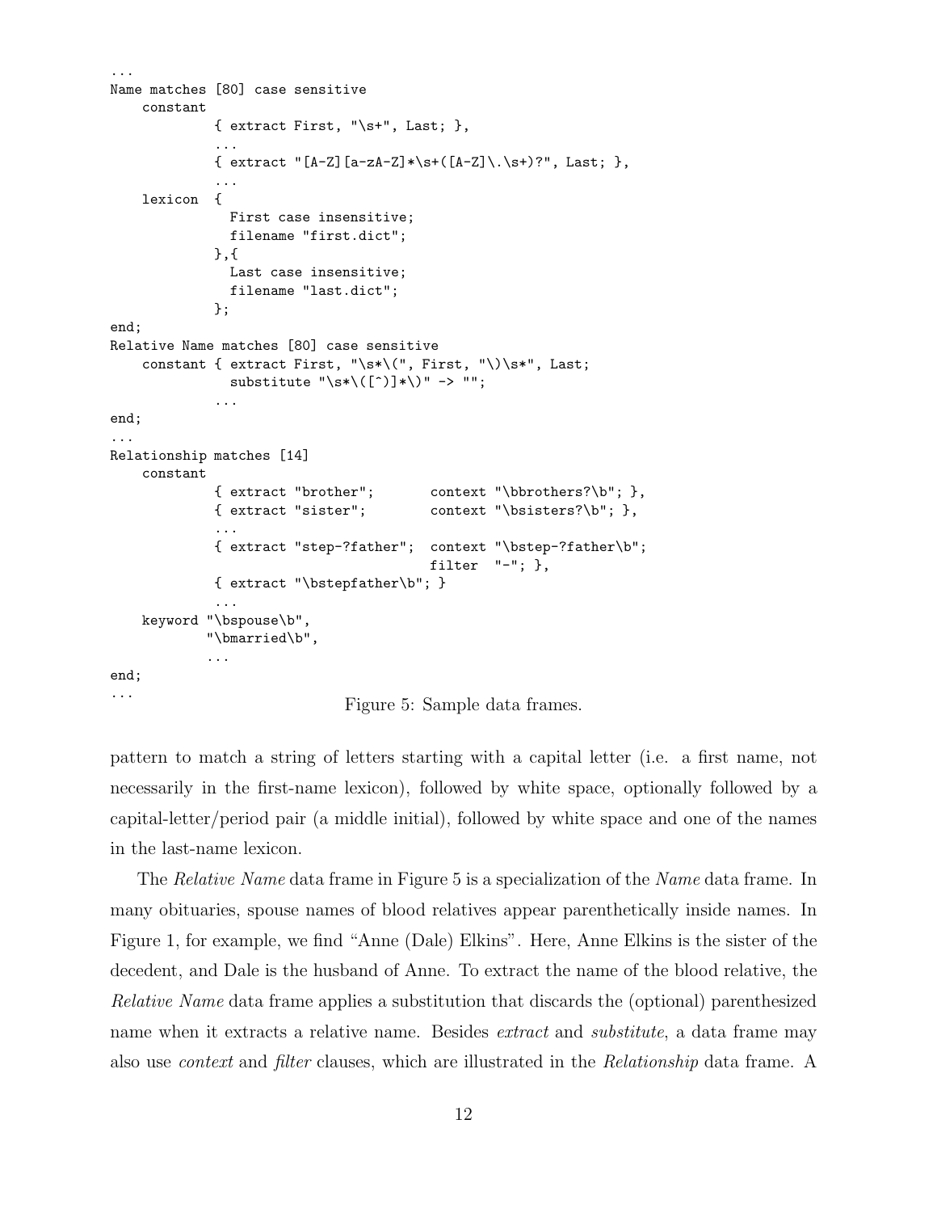```
...
Name matches [80] case sensitive
    constant
             { extract First, "\s+", Last; },
             ...
             { extract "[A-Z][a-zA-Z]*\s+([A-Z]\.\s+)?", Last; },
             ...
    lexicon  {
               First case insensitive;
               filename "first.dict";
             },{
               Last case insensitive;
               filename "last.dict";
             };
end;
Relative Name matches [80] case sensitive
    constant { extract First, "\s*\(", First, "\)\s*", Last;
               substitute "\s*\([^)]*\)" -> "";
             ...
end;
...
Relationship matches [14]
    constant
             { extract "brother";       context "\bbrothers?\b"; },
             { extract "sister";        context "\bsisters?\b"; },
             ...
             { extract "step-?father";  context "\bstep-?father\b";
                                        filter  "-"; },
             { extract "\bstepfather\b"; }
             ...
    keyword "\bspouse\b",
            "\bmarried\b",
            ...
end;
...
```

Figure 5: Sample data frames.

pattern to match a string of letters starting with a capital letter (i.e. a first name, not necessarily in the first-name lexicon), followed by white space, optionally followed by a capital-letter/period pair (a middle initial), followed by white space and one of the names in the last-name lexicon.

The *Relative Name* data frame in Figure 5 is a specialization of the *Name* data frame. In many obituaries, spouse names of blood relatives appear parenthetically inside names. In Figure 1, for example, we find "Anne (Dale) Elkins". Here, Anne Elkins is the sister of the decedent, and Dale is the husband of Anne. To extract the name of the blood relative, the *Relative Name* data frame applies a substitution that discards the (optional) parenthesized name when it extracts a relative name. Besides *extract* and *substitute*, a data frame may also use *context* and *filter* clauses, which are illustrated in the *Relationship* data frame. A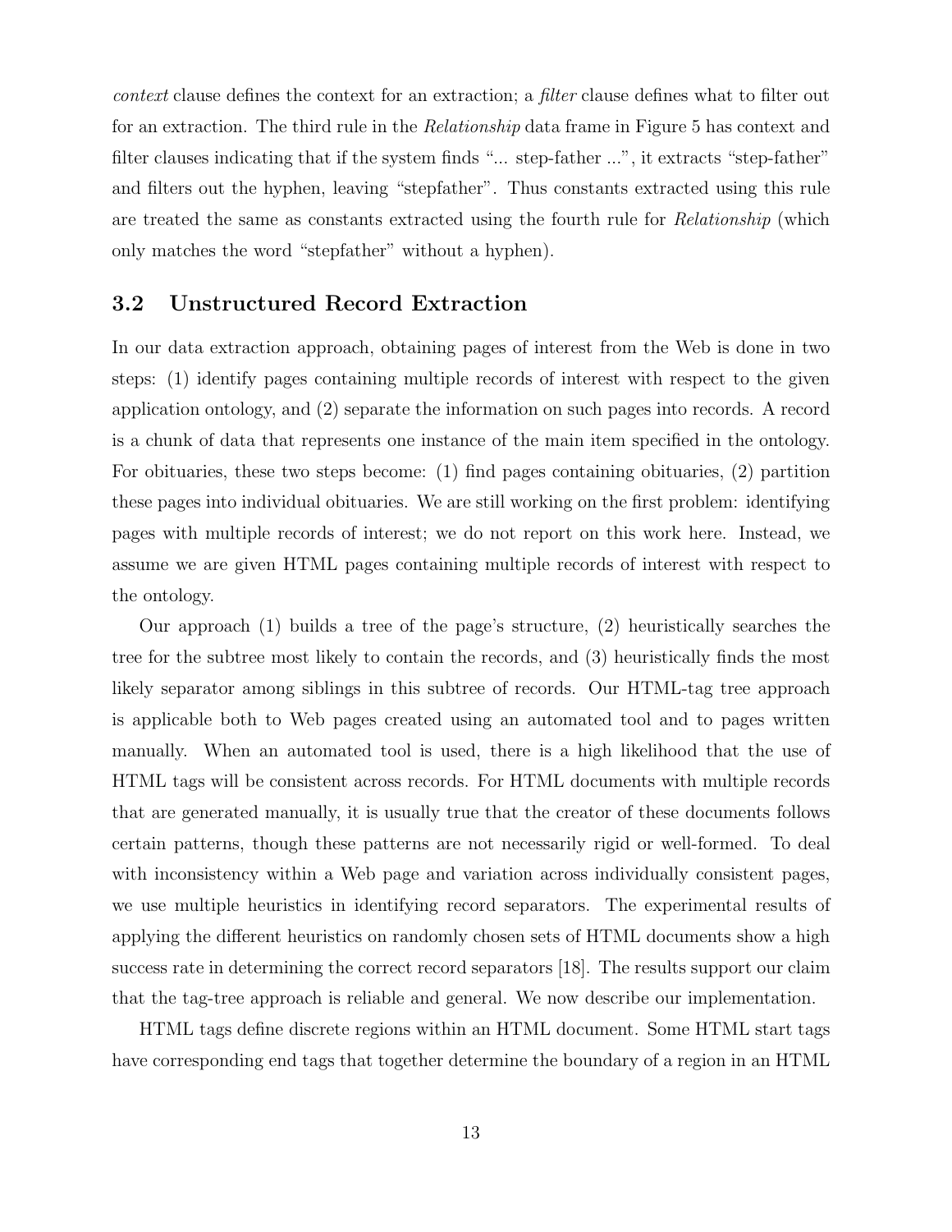*context* clause defines the context for an extraction; a *filter* clause defines what to filter out for an extraction. The third rule in the *Relationship* data frame in Figure 5 has context and filter clauses indicating that if the system finds "... step-father ...", it extracts "step-father" and filters out the hyphen, leaving "stepfather". Thus constants extracted using this rule are treated the same as constants extracted using the fourth rule for *Relationship* (which only matches the word "stepfather" without a hyphen).

### 3.2 Unstructured Record Extraction

In our data extraction approach, obtaining pages of interest from the Web is done in two steps: (1) identify pages containing multiple records of interest with respect to the given application ontology, and (2) separate the information on such pages into records. A record is a chunk of data that represents one instance of the main item specified in the ontology. For obituaries, these two steps become: (1) find pages containing obituaries, (2) partition these pages into individual obituaries. We are still working on the first problem: identifying pages with multiple records of interest; we do not report on this work here. Instead, we assume we are given HTML pages containing multiple records of interest with respect to the ontology.

Our approach (1) builds a tree of the page's structure, (2) heuristically searches the tree for the subtree most likely to contain the records, and (3) heuristically finds the most likely separator among siblings in this subtree of records. Our HTML-tag tree approach is applicable both to Web pages created using an automated tool and to pages written manually. When an automated tool is used, there is a high likelihood that the use of HTML tags will be consistent across records. For HTML documents with multiple records that are generated manually, it is usually true that the creator of these documents follows certain patterns, though these patterns are not necessarily rigid or well-formed. To deal with inconsistency within a Web page and variation across individually consistent pages, we use multiple heuristics in identifying record separators. The experimental results of applying the different heuristics on randomly chosen sets of HTML documents show a high success rate in determining the correct record separators [18]. The results support our claim that the tag-tree approach is reliable and general. We now describe our implementation.

HTML tags define discrete regions within an HTML document. Some HTML start tags have corresponding end tags that together determine the boundary of a region in an HTML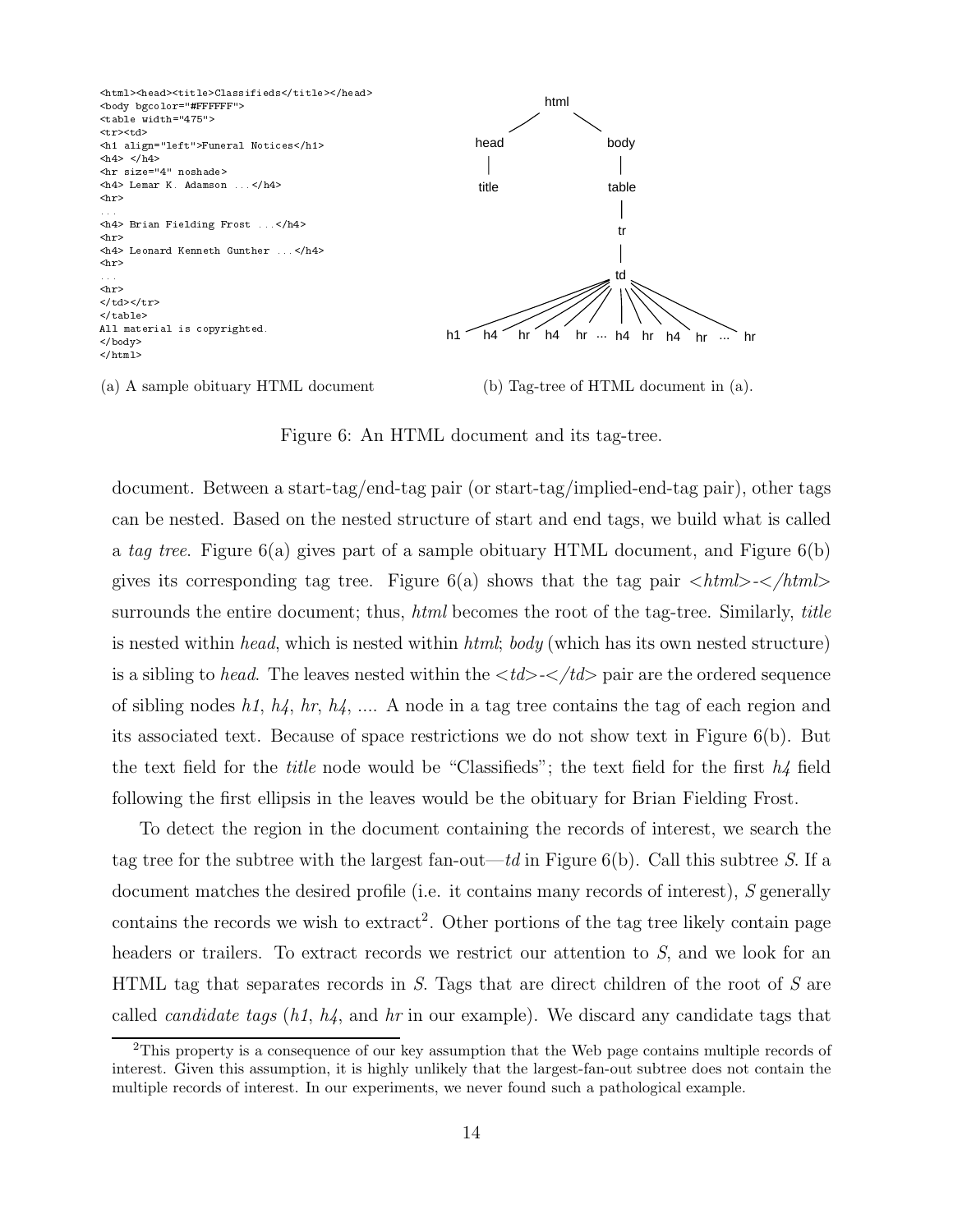```
<html><head><title>Classifieds</title></head>
<body bgcolor="#FFFFFF">
<table width="475">
<tr><td>
<h1 align="left">Funeral Notices</h1>
<h4> </h4>
<hr size="4" noshade>
<h4> Lemar K. Adamson ...</h4>
<hr>
...
<h4> Brian Fielding Frost ...</h4>
<hr>
<h4> Leonard Kenneth Gunther ...</h4>
<hr>
...
<hr>
</td></tr>
</table>
All material is copyrighted.
</body>
</html>
```

(a) A sample obituary HTML document

```
html
├── head
│   └── title
└── body
    └── table
        └── tr
            └── td
                ├── h1
                ├── h4
                ├── hr
                ├── h4
                ├── hr
                ├── ...
                ├── h4
                ├── hr
                ├── h4
                ├── hr
                ├── ...
                └── hr
```

(b) Tag-tree of HTML document in (a).

Figure 6: An HTML document and its tag-tree.

document. Between a start-tag/end-tag pair (or start-tag/implied-end-tag pair), other tags can be nested. Based on the nested structure of start and end tags, we build what is called a *tag tree*. Figure 6(a) gives part of a sample obituary HTML document, and Figure 6(b) gives its corresponding tag tree. Figure 6(a) shows that the tag pair *<html>-</html>* surrounds the entire document; thus, *html* becomes the root of the tag-tree. Similarly, *title* is nested within *head*, which is nested within *html*; *body* (which has its own nested structure) is a sibling to *head*. The leaves nested within the *<td>-</td>* pair are the ordered sequence of sibling nodes *h1*, *h4*, *hr*, *h4*, .... A node in a tag tree contains the tag of each region and its associated text. Because of space restrictions we do not show text in Figure 6(b). But the text field for the *title* node would be "Classifieds"; the text field for the first *h4* field following the first ellipsis in the leaves would be the obituary for Brian Fielding Frost.

To detect the region in the document containing the records of interest, we search the tag tree for the subtree with the largest fan-out—*td* in Figure 6(b). Call this subtree *S*. If a document matches the desired profile (i.e. it contains many records of interest), *S* generally contains the records we wish to extract[2]. Other portions of the tag tree likely contain page headers or trailers. To extract records we restrict our attention to *S*, and we look for an HTML tag that separates records in *S*. Tags that are direct children of the root of *S* are called *candidate tags* (*h1*, *h4*, and *hr* in our example). We discard any candidate tags that

[2]This property is a consequence of our key assumption that the Web page contains multiple records of interest. Given this assumption, it is highly unlikely that the largest-fan-out subtree does not contain the multiple records of interest. In our experiments, we never found such a pathological example.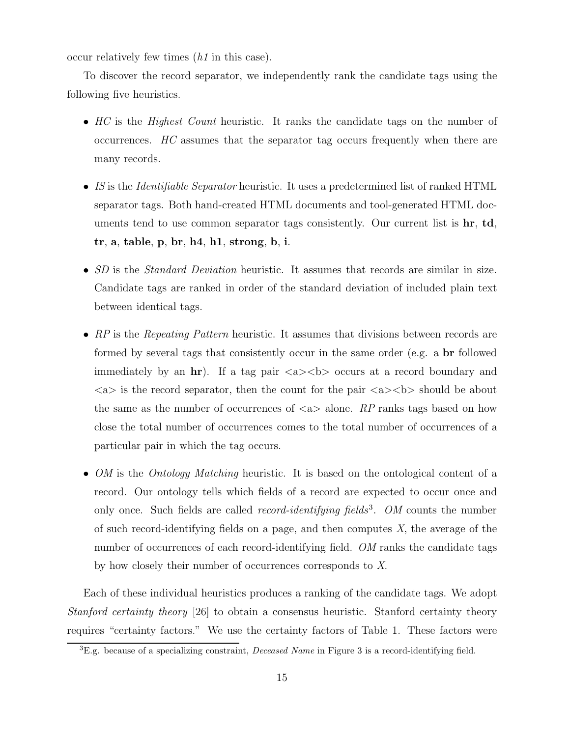occur relatively few times (*h1* in this case).

To discover the record separator, we independently rank the candidate tags using the following five heuristics.

- *HC* is the *Highest Count* heuristic. It ranks the candidate tags on the number of occurrences. *HC* assumes that the separator tag occurs frequently when there are many records.

- *IS* is the *Identifiable Separator* heuristic. It uses a predetermined list of ranked HTML separator tags. Both hand-created HTML documents and tool-generated HTML documents tend to use common separator tags consistently. Our current list is **hr**, **td**, **tr**, **a**, **table**, **p**, **br**, **h4**, **h1**, **strong**, **b**, **i**.

- *SD* is the *Standard Deviation* heuristic. It assumes that records are similar in size. Candidate tags are ranked in order of the standard deviation of included plain text between identical tags.

- *RP* is the *Repeating Pattern* heuristic. It assumes that divisions between records are formed by several tags that consistently occur in the same order (e.g. a **br** followed immediately by an **hr**). If a tag pair <a><b> occurs at a record boundary and <a> is the record separator, then the count for the pair <a><b> should be about the same as the number of occurrences of <a> alone. *RP* ranks tags based on how close the total number of occurrences comes to the total number of occurrences of a particular pair in which the tag occurs.

- *OM* is the *Ontology Matching* heuristic. It is based on the ontological content of a record. Our ontology tells which fields of a record are expected to occur once and only once. Such fields are called *record-identifying fields*[3]. *OM* counts the number of such record-identifying fields on a page, and then computes $X$, the average of the number of occurrences of each record-identifying field. *OM* ranks the candidate tags by how closely their number of occurrences corresponds to $X$.

Each of these individual heuristics produces a ranking of the candidate tags. We adopt *Stanford certainty theory* [26] to obtain a consensus heuristic. Stanford certainty theory requires "certainty factors." We use the certainty factors of Table 1. These factors were

[3]E.g. because of a specializing constraint, *Deceased Name* in Figure 3 is a record-identifying field.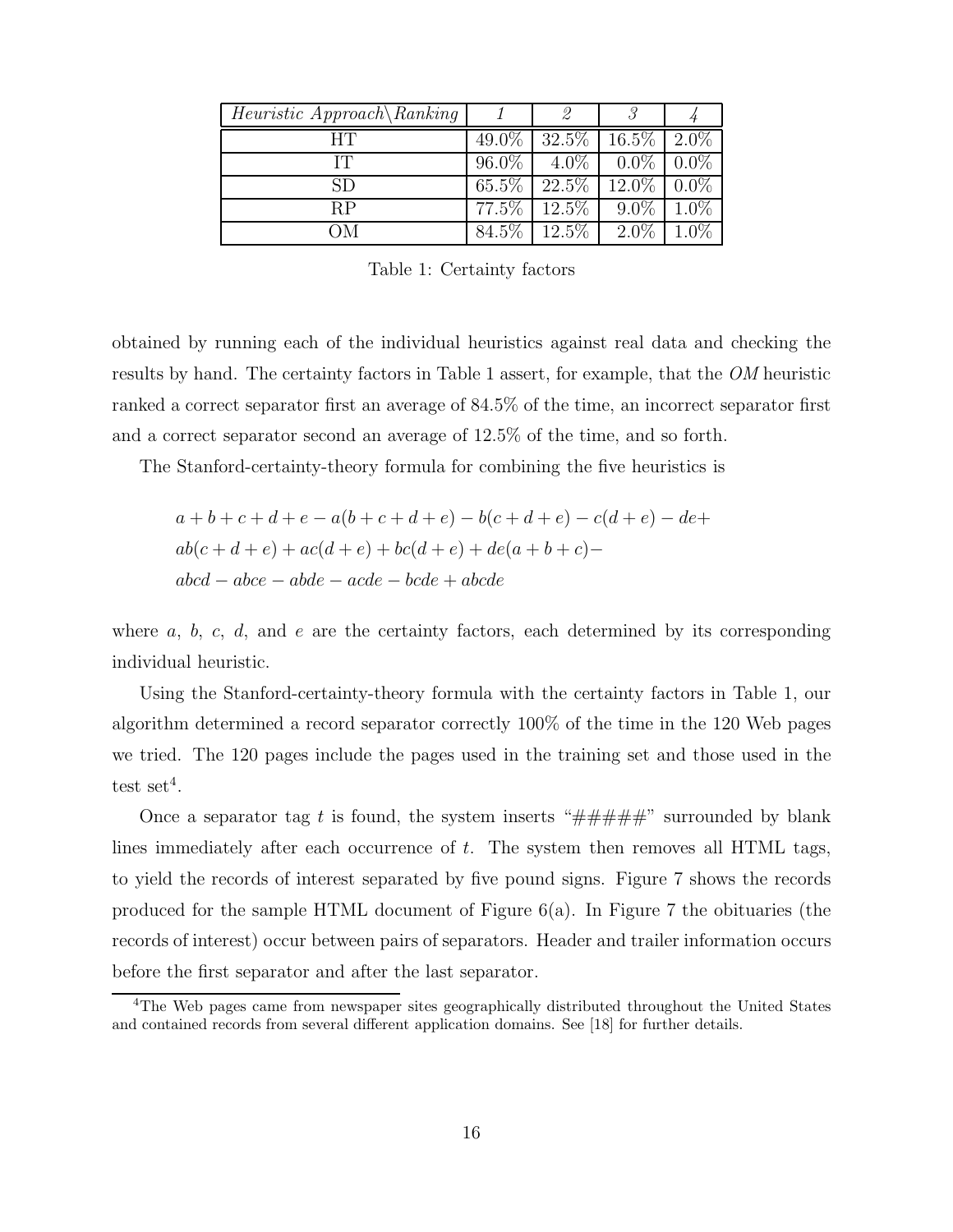| *Heuristic Approach\Ranking* | *1* | *2* | *3* | *4* |
|---|---|---|---|---|
| HT | 49.0% | 32.5% | 16.5% | 2.0% |
| IT | 96.0% | 4.0% | 0.0% | 0.0% |
| SD | 65.5% | 22.5% | 12.0% | 0.0% |
| RP | 77.5% | 12.5% | 9.0% | 1.0% |
| OM | 84.5% | 12.5% | 2.0% | 1.0% |

Table 1: Certainty factors

obtained by running each of the individual heuristics against real data and checking the results by hand. The certainty factors in Table 1 assert, for example, that the *OM* heuristic ranked a correct separator first an average of 84.5% of the time, an incorrect separator first and a correct separator second an average of 12.5% of the time, and so forth.

The Stanford-certainty-theory formula for combining the five heuristics is

$$
\begin{aligned}
&a + b + c + d + e - a(b + c + d + e) - b(c + d + e) - c(d + e) - de + \\
&ab(c + d + e) + ac(d + e) + bc(d + e) + de(a + b + c) - \\
&abcd - abce - abde - acde - bcde + abcde
\end{aligned}
$$

where $a$, $b$, $c$, $d$, and $e$ are the certainty factors, each determined by its corresponding individual heuristic.

Using the Stanford-certainty-theory formula with the certainty factors in Table 1, our algorithm determined a record separator correctly 100% of the time in the 120 Web pages we tried. The 120 pages include the pages used in the training set and those used in the test set[4].

Once a separator tag $t$ is found, the system inserts "#####" surrounded by blank lines immediately after each occurrence of $t$. The system then removes all HTML tags, to yield the records of interest separated by five pound signs. Figure 7 shows the records produced for the sample HTML document of Figure 6(a). In Figure 7 the obituaries (the records of interest) occur between pairs of separators. Header and trailer information occurs before the first separator and after the last separator.

[4]The Web pages came from newspaper sites geographically distributed throughout the United States and contained records from several different application domains. See [18] for further details.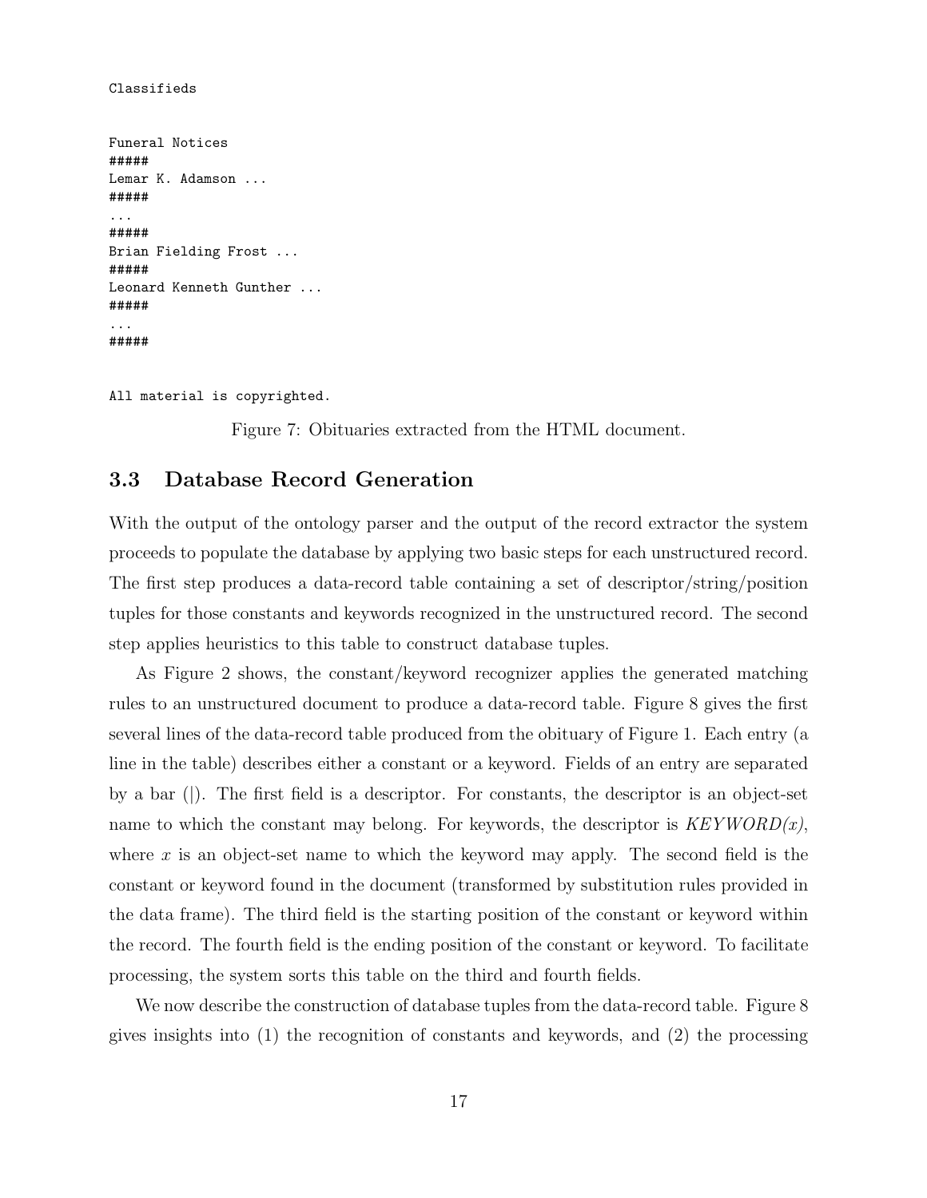```
Classifieds


Funeral Notices
#####
Lemar K. Adamson ...
#####
...
#####
Brian Fielding Frost ...
#####
Leonard Kenneth Gunther ...
#####
...
#####


All material is copyrighted.
```

Figure 7: Obituaries extracted from the HTML document.

### 3.3 Database Record Generation

With the output of the ontology parser and the output of the record extractor the system proceeds to populate the database by applying two basic steps for each unstructured record. The first step produces a data-record table containing a set of descriptor/string/position tuples for those constants and keywords recognized in the unstructured record. The second step applies heuristics to this table to construct database tuples.

As Figure 2 shows, the constant/keyword recognizer applies the generated matching rules to an unstructured document to produce a data-record table. Figure 8 gives the first several lines of the data-record table produced from the obituary of Figure 1. Each entry (a line in the table) describes either a constant or a keyword. Fields of an entry are separated by a bar (|). The first field is a descriptor. For constants, the descriptor is an object-set name to which the constant may belong. For keywords, the descriptor is *KEYWORD(x)*, where $x$ is an object-set name to which the keyword may apply. The second field is the constant or keyword found in the document (transformed by substitution rules provided in the data frame). The third field is the starting position of the constant or keyword within the record. The fourth field is the ending position of the constant or keyword. To facilitate processing, the system sorts this table on the third and fourth fields.

We now describe the construction of database tuples from the data-record table. Figure 8 gives insights into (1) the recognition of constants and keywords, and (2) the processing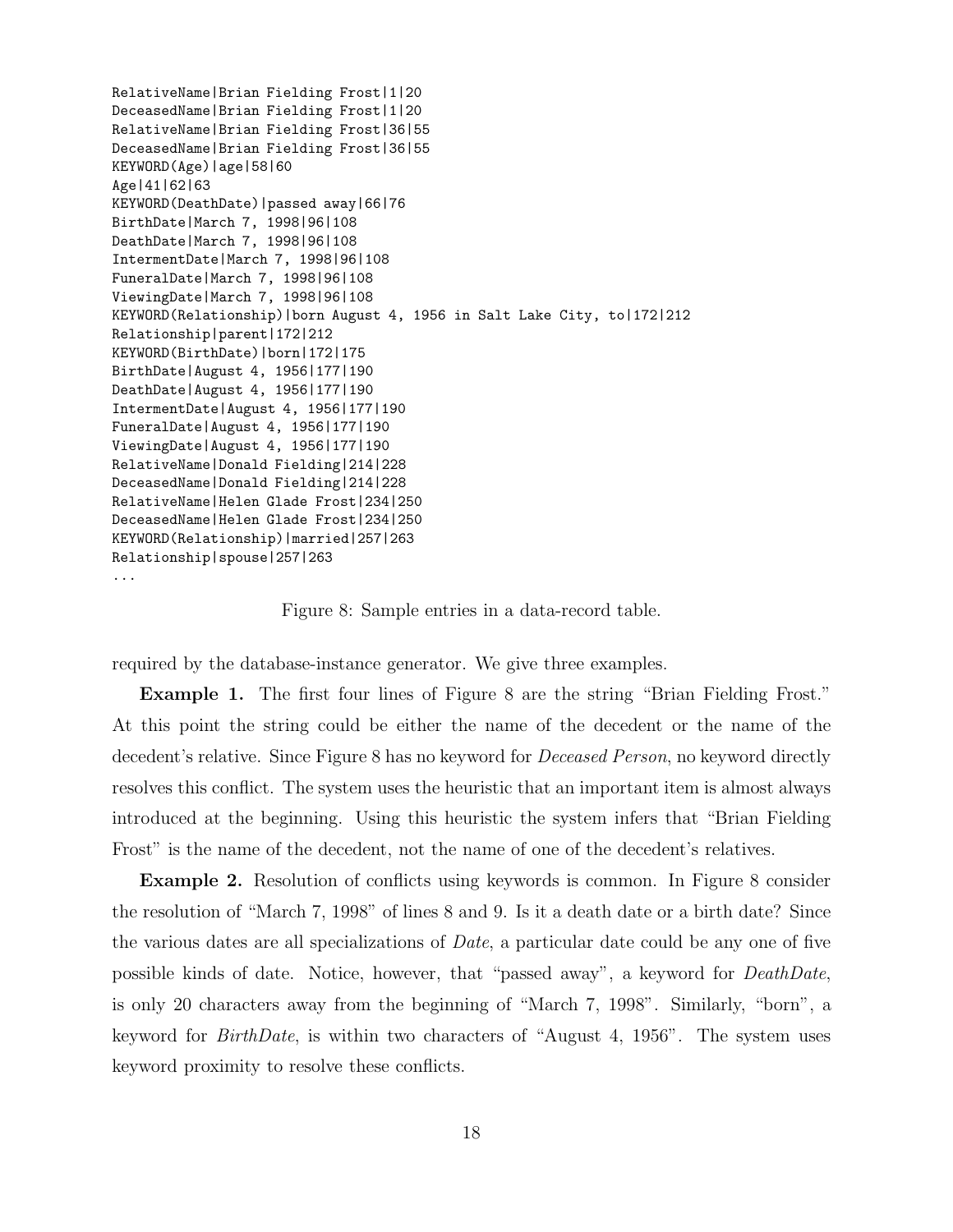```
RelativeName|Brian Fielding Frost|1|20
DeceasedName|Brian Fielding Frost|1|20
RelativeName|Brian Fielding Frost|36|55
DeceasedName|Brian Fielding Frost|36|55
KEYWORD(Age)|age|58|60
Age|41|62|63
KEYWORD(DeathDate)|passed away|66|76
BirthDate|March 7, 1998|96|108
DeathDate|March 7, 1998|96|108
IntermentDate|March 7, 1998|96|108
FuneralDate|March 7, 1998|96|108
ViewingDate|March 7, 1998|96|108
KEYWORD(Relationship)|born August 4, 1956 in Salt Lake City, to|172|212
Relationship|parent|172|212
KEYWORD(BirthDate)|born|172|175
BirthDate|August 4, 1956|177|190
DeathDate|August 4, 1956|177|190
IntermentDate|August 4, 1956|177|190
FuneralDate|August 4, 1956|177|190
ViewingDate|August 4, 1956|177|190
RelativeName|Donald Fielding|214|228
DeceasedName|Donald Fielding|214|228
RelativeName|Helen Glade Frost|234|250
DeceasedName|Helen Glade Frost|234|250
KEYWORD(Relationship)|married|257|263
Relationship|spouse|257|263
...
```

Figure 8: Sample entries in a data-record table.

required by the database-instance generator. We give three examples.

**Example 1.** The first four lines of Figure 8 are the string "Brian Fielding Frost." At this point the string could be either the name of the decedent or the name of the decedent's relative. Since Figure 8 has no keyword for *Deceased Person*, no keyword directly resolves this conflict. The system uses the heuristic that an important item is almost always introduced at the beginning. Using this heuristic the system infers that "Brian Fielding Frost" is the name of the decedent, not the name of one of the decedent's relatives.

**Example 2.** Resolution of conflicts using keywords is common. In Figure 8 consider the resolution of "March 7, 1998" of lines 8 and 9. Is it a death date or a birth date? Since the various dates are all specializations of *Date*, a particular date could be any one of five possible kinds of date. Notice, however, that "passed away", a keyword for *DeathDate*, is only 20 characters away from the beginning of "March 7, 1998". Similarly, "born", a keyword for *BirthDate*, is within two characters of "August 4, 1956". The system uses keyword proximity to resolve these conflicts.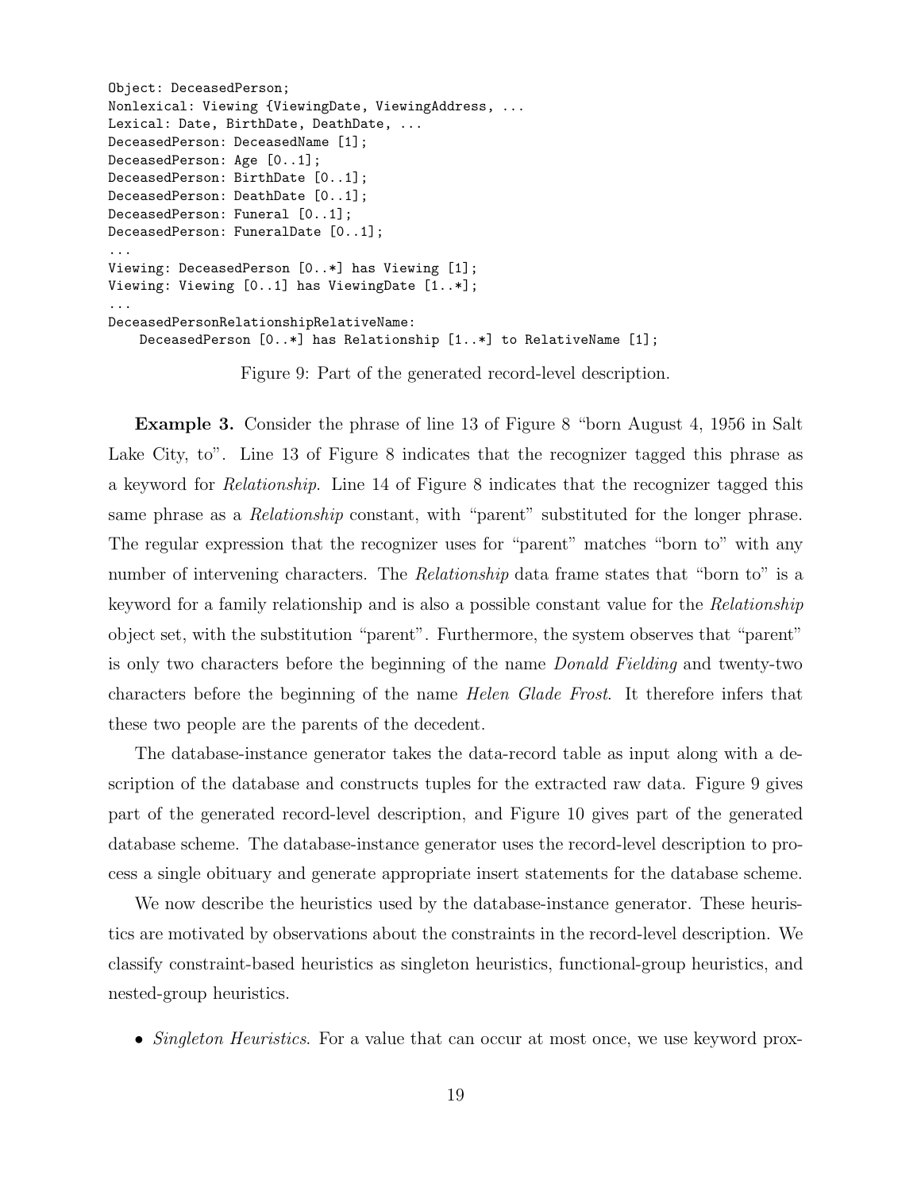```
Object: DeceasedPerson;
Nonlexical: Viewing {ViewingDate, ViewingAddress, ...
Lexical: Date, BirthDate, DeathDate, ...
DeceasedPerson: DeceasedName [1];
DeceasedPerson: Age [0..1];
DeceasedPerson: BirthDate [0..1];
DeceasedPerson: DeathDate [0..1];
DeceasedPerson: Funeral [0..1];
DeceasedPerson: FuneralDate [0..1];
...
Viewing: DeceasedPerson [0..*] has Viewing [1];
Viewing: Viewing [0..1] has ViewingDate [1..*];
...
DeceasedPersonRelationshipRelativeName:
    DeceasedPerson [0..*] has Relationship [1..*] to RelativeName [1];
```

Figure 9: Part of the generated record-level description.

**Example 3.** Consider the phrase of line 13 of Figure 8 "born August 4, 1956 in Salt Lake City, to". Line 13 of Figure 8 indicates that the recognizer tagged this phrase as a keyword for *Relationship*. Line 14 of Figure 8 indicates that the recognizer tagged this same phrase as a *Relationship* constant, with "parent" substituted for the longer phrase. The regular expression that the recognizer uses for "parent" matches "born to" with any number of intervening characters. The *Relationship* data frame states that "born to" is a keyword for a family relationship and is also a possible constant value for the *Relationship* object set, with the substitution "parent". Furthermore, the system observes that "parent" is only two characters before the beginning of the name *Donald Fielding* and twenty-two characters before the beginning of the name *Helen Glade Frost*. It therefore infers that these two people are the parents of the decedent.

The database-instance generator takes the data-record table as input along with a description of the database and constructs tuples for the extracted raw data. Figure 9 gives part of the generated record-level description, and Figure 10 gives part of the generated database scheme. The database-instance generator uses the record-level description to process a single obituary and generate appropriate insert statements for the database scheme.

We now describe the heuristics used by the database-instance generator. These heuristics are motivated by observations about the constraints in the record-level description. We classify constraint-based heuristics as singleton heuristics, functional-group heuristics, and nested-group heuristics.

- *Singleton Heuristics*. For a value that can occur at most once, we use keyword prox-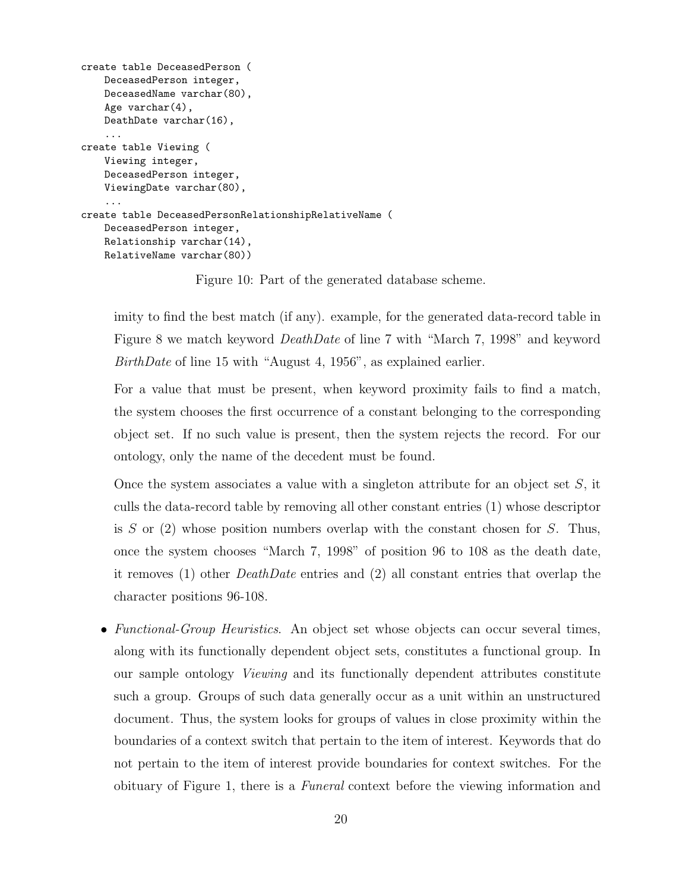```
create table DeceasedPerson (
    DeceasedPerson integer,
    DeceasedName varchar(80),
    Age varchar(4),
    DeathDate varchar(16),
    ...
create table Viewing (
    Viewing integer,
    DeceasedPerson integer,
    ViewingDate varchar(80),
    ...
create table DeceasedPersonRelationshipRelativeName (
    DeceasedPerson integer,
    Relationship varchar(14),
    RelativeName varchar(80))
```

Figure 10: Part of the generated database scheme.

imity to find the best match (if any). example, for the generated data-record table in Figure 8 we match keyword *DeathDate* of line 7 with "March 7, 1998" and keyword *BirthDate* of line 15 with "August 4, 1956", as explained earlier.

For a value that must be present, when keyword proximity fails to find a match, the system chooses the first occurrence of a constant belonging to the corresponding object set. If no such value is present, then the system rejects the record. For our ontology, only the name of the decedent must be found.

Once the system associates a value with a singleton attribute for an object set $S$, it culls the data-record table by removing all other constant entries (1) whose descriptor is $S$ or (2) whose position numbers overlap with the constant chosen for $S$. Thus, once the system chooses "March 7, 1998" of position 96 to 108 as the death date, it removes (1) other *DeathDate* entries and (2) all constant entries that overlap the character positions 96-108.

- *Functional-Group Heuristics*. An object set whose objects can occur several times, along with its functionally dependent object sets, constitutes a functional group. In our sample ontology *Viewing* and its functionally dependent attributes constitute such a group. Groups of such data generally occur as a unit within an unstructured document. Thus, the system looks for groups of values in close proximity within the boundaries of a context switch that pertain to the item of interest. Keywords that do not pertain to the item of interest provide boundaries for context switches. For the obituary of Figure 1, there is a *Funeral* context before the viewing information and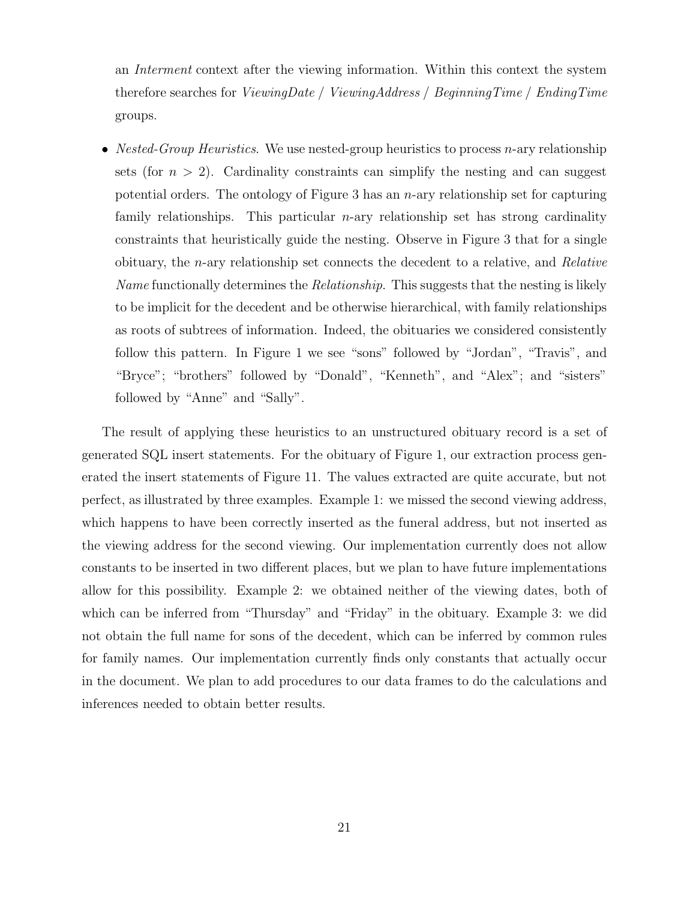an *Interment* context after the viewing information. Within this context the system therefore searches for *ViewingDate* / *ViewingAddress* / *BeginningTime* / *EndingTime* groups.

- *Nested-Group Heuristics*. We use nested-group heuristics to process $n$-ary relationship sets (for $n > 2$). Cardinality constraints can simplify the nesting and can suggest potential orders. The ontology of Figure 3 has an $n$-ary relationship set for capturing family relationships. This particular $n$-ary relationship set has strong cardinality constraints that heuristically guide the nesting. Observe in Figure 3 that for a single obituary, the $n$-ary relationship set connects the decedent to a relative, and *Relative Name* functionally determines the *Relationship*. This suggests that the nesting is likely to be implicit for the decedent and be otherwise hierarchical, with family relationships as roots of subtrees of information. Indeed, the obituaries we considered consistently follow this pattern. In Figure 1 we see "sons" followed by "Jordan", "Travis", and "Bryce"; "brothers" followed by "Donald", "Kenneth", and "Alex"; and "sisters" followed by "Anne" and "Sally".

The result of applying these heuristics to an unstructured obituary record is a set of generated SQL insert statements. For the obituary of Figure 1, our extraction process generated the insert statements of Figure 11. The values extracted are quite accurate, but not perfect, as illustrated by three examples. Example 1: we missed the second viewing address, which happens to have been correctly inserted as the funeral address, but not inserted as the viewing address for the second viewing. Our implementation currently does not allow constants to be inserted in two different places, but we plan to have future implementations allow for this possibility. Example 2: we obtained neither of the viewing dates, both of which can be inferred from "Thursday" and "Friday" in the obituary. Example 3: we did not obtain the full name for sons of the decedent, which can be inferred by common rules for family names. Our implementation currently finds only constants that actually occur in the document. We plan to add procedures to our data frames to do the calculations and inferences needed to obtain better results.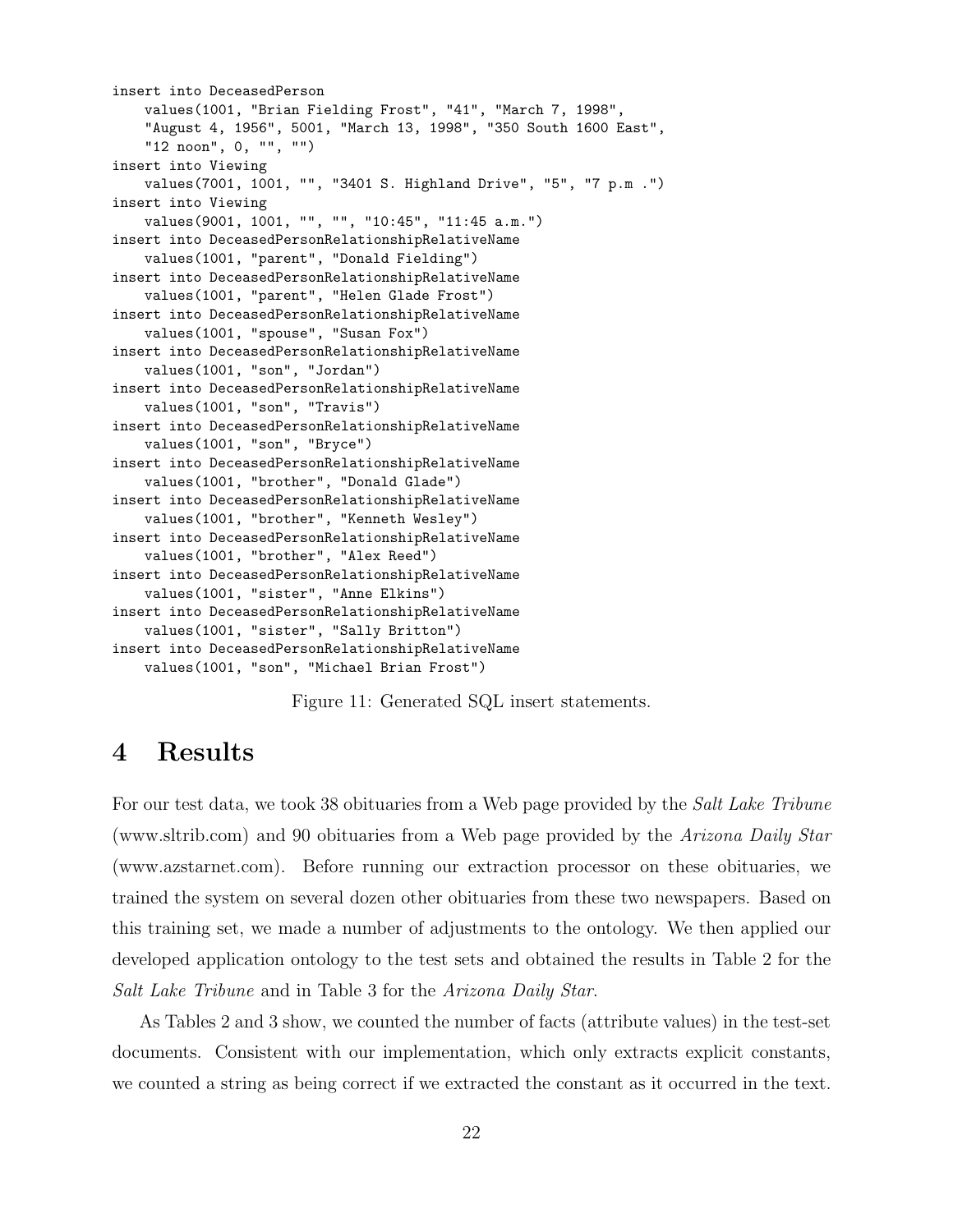```
insert into DeceasedPerson
    values(1001, "Brian Fielding Frost", "41", "March 7, 1998",
    "August 4, 1956", 5001, "March 13, 1998", "350 South 1600 East",
    "12 noon", 0, "", "")
insert into Viewing
    values(7001, 1001, "", "3401 S. Highland Drive", "5", "7 p.m .")
insert into Viewing
    values(9001, 1001, "", "", "10:45", "11:45 a.m.")
insert into DeceasedPersonRelationshipRelativeName
    values(1001, "parent", "Donald Fielding")
insert into DeceasedPersonRelationshipRelativeName
    values(1001, "parent", "Helen Glade Frost")
insert into DeceasedPersonRelationshipRelativeName
    values(1001, "spouse", "Susan Fox")
insert into DeceasedPersonRelationshipRelativeName
    values(1001, "son", "Jordan")
insert into DeceasedPersonRelationshipRelativeName
    values(1001, "son", "Travis")
insert into DeceasedPersonRelationshipRelativeName
    values(1001, "son", "Bryce")
insert into DeceasedPersonRelationshipRelativeName
    values(1001, "brother", "Donald Glade")
insert into DeceasedPersonRelationshipRelativeName
    values(1001, "brother", "Kenneth Wesley")
insert into DeceasedPersonRelationshipRelativeName
    values(1001, "brother", "Alex Reed")
insert into DeceasedPersonRelationshipRelativeName
    values(1001, "sister", "Anne Elkins")
insert into DeceasedPersonRelationshipRelativeName
    values(1001, "sister", "Sally Britton")
insert into DeceasedPersonRelationshipRelativeName
    values(1001, "son", "Michael Brian Frost")
```

Figure 11: Generated SQL insert statements.

# 4 Results

For our test data, we took 38 obituaries from a Web page provided by the *Salt Lake Tribune* (www.sltrib.com) and 90 obituaries from a Web page provided by the *Arizona Daily Star* (www.azstarnet.com). Before running our extraction processor on these obituaries, we trained the system on several dozen other obituaries from these two newspapers. Based on this training set, we made a number of adjustments to the ontology. We then applied our developed application ontology to the test sets and obtained the results in Table 2 for the *Salt Lake Tribune* and in Table 3 for the *Arizona Daily Star*.

As Tables 2 and 3 show, we counted the number of facts (attribute values) in the test-set documents. Consistent with our implementation, which only extracts explicit constants, we counted a string as being correct if we extracted the constant as it occurred in the text.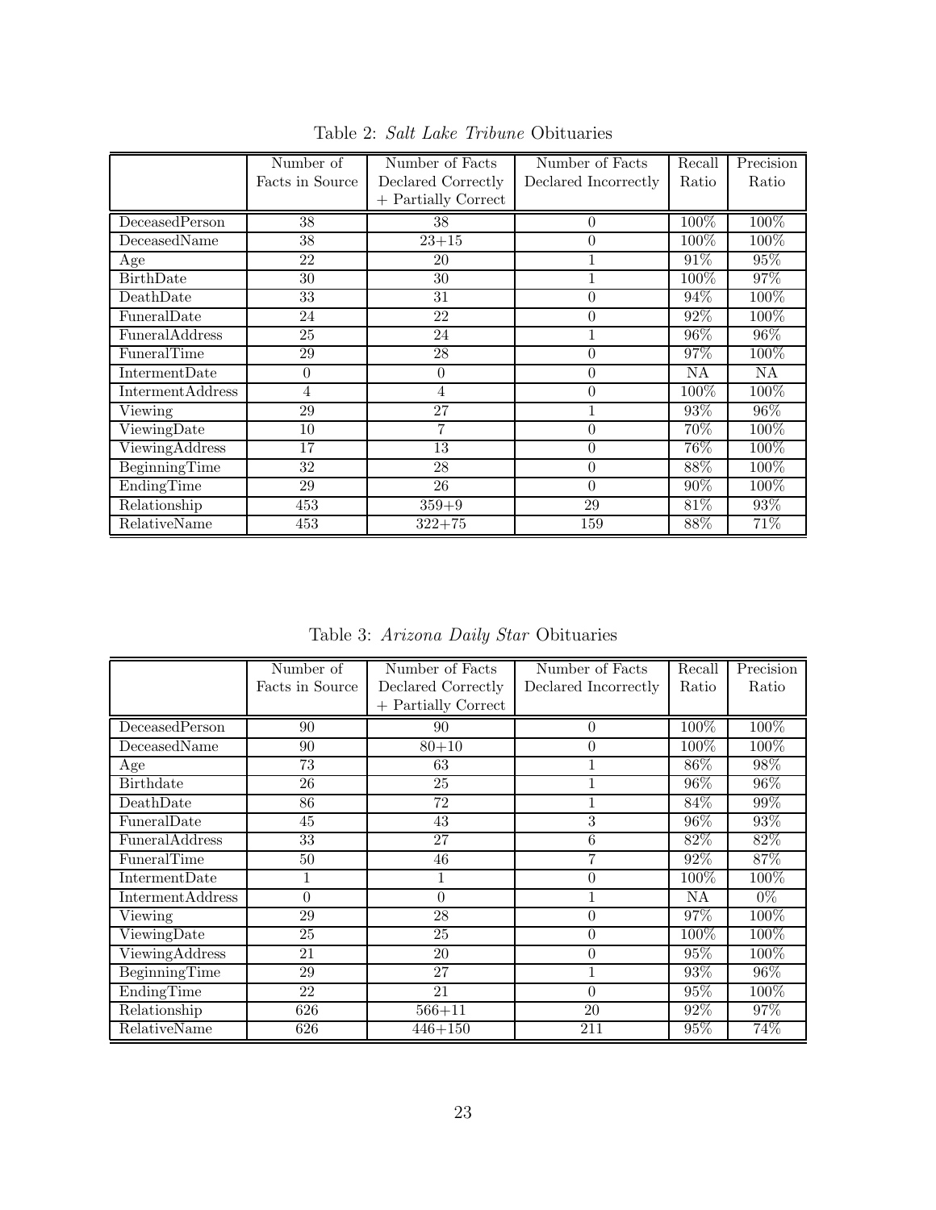Table 2: *Salt Lake Tribune* Obituaries

| | Number of Facts in Source | Number of Facts Declared Correctly + Partially Correct | Number of Facts Declared Incorrectly | Recall Ratio | Precision Ratio |
|---|---|---|---|---|---|
| DeceasedPerson | 38 | 38 | 0 | 100% | 100% |
| DeceasedName | 38 | 23+15 | 0 | 100% | 100% |
| Age | 22 | 20 | 1 | 91% | 95% |
| BirthDate | 30 | 30 | 1 | 100% | 97% |
| DeathDate | 33 | 31 | 0 | 94% | 100% |
| FuneralDate | 24 | 22 | 0 | 92% | 100% |
| FuneralAddress | 25 | 24 | 1 | 96% | 96% |
| FuneralTime | 29 | 28 | 0 | 97% | 100% |
| IntermentDate | 0 | 0 | 0 | NA | NA |
| IntermentAddress | 4 | 4 | 0 | 100% | 100% |
| Viewing | 29 | 27 | 1 | 93% | 96% |
| ViewingDate | 10 | 7 | 0 | 70% | 100% |
| ViewingAddress | 17 | 13 | 0 | 76% | 100% |
| BeginningTime | 32 | 28 | 0 | 88% | 100% |
| EndingTime | 29 | 26 | 0 | 90% | 100% |
| Relationship | 453 | 359+9 | 29 | 81% | 93% |
| RelativeName | 453 | 322+75 | 159 | 88% | 71% |

Table 3: *Arizona Daily Star* Obituaries

| | Number of Facts in Source | Number of Facts Declared Correctly + Partially Correct | Number of Facts Declared Incorrectly | Recall Ratio | Precision Ratio |
|---|---|---|---|---|---|
| DeceasedPerson | 90 | 90 | 0 | 100% | 100% |
| DeceasedName | 90 | 80+10 | 0 | 100% | 100% |
| Age | 73 | 63 | 1 | 86% | 98% |
| Birthdate | 26 | 25 | 1 | 96% | 96% |
| DeathDate | 86 | 72 | 1 | 84% | 99% |
| FuneralDate | 45 | 43 | 3 | 96% | 93% |
| FuneralAddress | 33 | 27 | 6 | 82% | 82% |
| FuneralTime | 50 | 46 | 7 | 92% | 87% |
| IntermentDate | 1 | 1 | 0 | 100% | 100% |
| IntermentAddress | 0 | 0 | 1 | NA | 0% |
| Viewing | 29 | 28 | 0 | 97% | 100% |
| ViewingDate | 25 | 25 | 0 | 100% | 100% |
| ViewingAddress | 21 | 20 | 0 | 95% | 100% |
| BeginningTime | 29 | 27 | 1 | 93% | 96% |
| EndingTime | 22 | 21 | 0 | 95% | 100% |
| Relationship | 626 | 566+11 | 20 | 92% | 97% |
| RelativeName | 626 | 446+150 | 211 | 95% | 74% |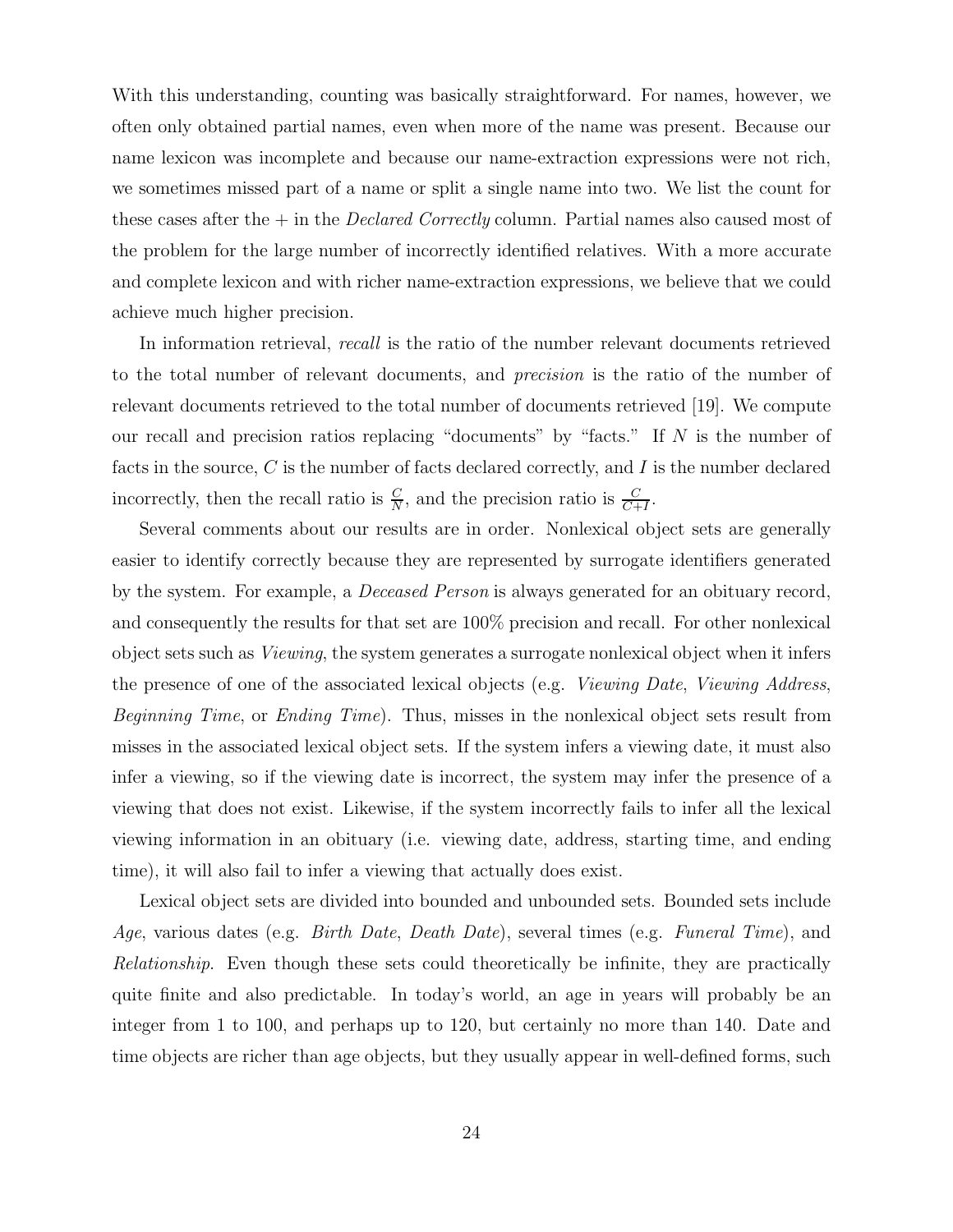With this understanding, counting was basically straightforward. For names, however, we often only obtained partial names, even when more of the name was present. Because our name lexicon was incomplete and because our name-extraction expressions were not rich, we sometimes missed part of a name or split a single name into two. We list the count for these cases after the + in the *Declared Correctly* column. Partial names also caused most of the problem for the large number of incorrectly identified relatives. With a more accurate and complete lexicon and with richer name-extraction expressions, we believe that we could achieve much higher precision.

In information retrieval, *recall* is the ratio of the number relevant documents retrieved to the total number of relevant documents, and *precision* is the ratio of the number of relevant documents retrieved to the total number of documents retrieved [19]. We compute our recall and precision ratios replacing "documents" by "facts." If $N$ is the number of facts in the source, $C$ is the number of facts declared correctly, and $I$ is the number declared incorrectly, then the recall ratio is $\frac{C}{N}$, and the precision ratio is $\frac{C}{C+I}$.

Several comments about our results are in order. Nonlexical object sets are generally easier to identify correctly because they are represented by surrogate identifiers generated by the system. For example, a *Deceased Person* is always generated for an obituary record, and consequently the results for that set are 100% precision and recall. For other nonlexical object sets such as *Viewing*, the system generates a surrogate nonlexical object when it infers the presence of one of the associated lexical objects (e.g. *Viewing Date*, *Viewing Address*, *Beginning Time*, or *Ending Time*). Thus, misses in the nonlexical object sets result from misses in the associated lexical object sets. If the system infers a viewing date, it must also infer a viewing, so if the viewing date is incorrect, the system may infer the presence of a viewing that does not exist. Likewise, if the system incorrectly fails to infer all the lexical viewing information in an obituary (i.e. viewing date, address, starting time, and ending time), it will also fail to infer a viewing that actually does exist.

Lexical object sets are divided into bounded and unbounded sets. Bounded sets include *Age*, various dates (e.g. *Birth Date*, *Death Date*), several times (e.g. *Funeral Time*), and *Relationship*. Even though these sets could theoretically be infinite, they are practically quite finite and also predictable. In today's world, an age in years will probably be an integer from 1 to 100, and perhaps up to 120, but certainly no more than 140. Date and time objects are richer than age objects, but they usually appear in well-defined forms, such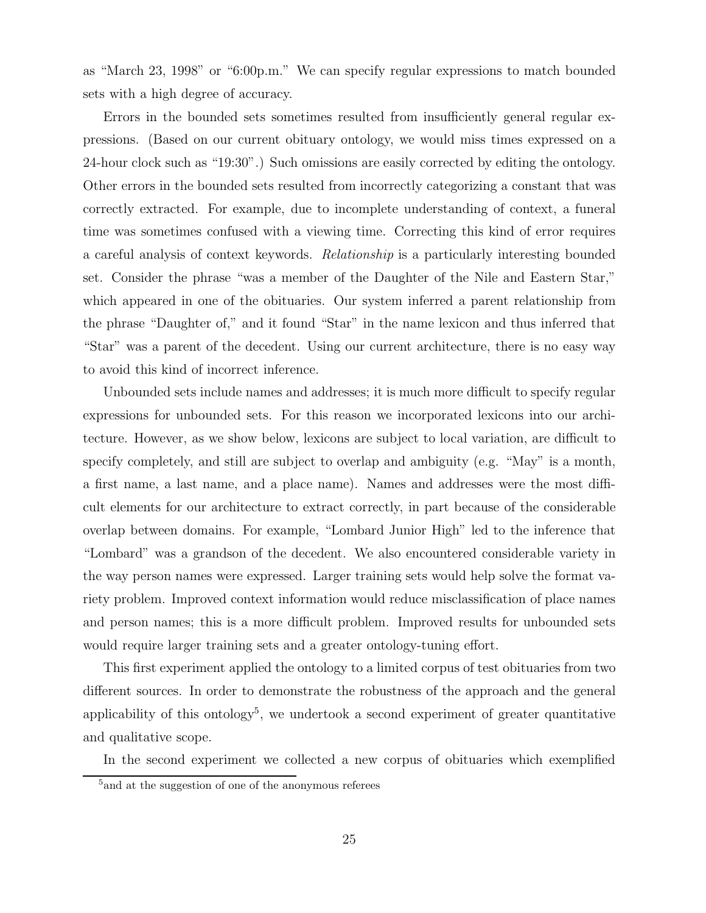as "March 23, 1998" or "6:00p.m." We can specify regular expressions to match bounded sets with a high degree of accuracy.

Errors in the bounded sets sometimes resulted from insufficiently general regular expressions. (Based on our current obituary ontology, we would miss times expressed on a 24-hour clock such as "19:30".) Such omissions are easily corrected by editing the ontology. Other errors in the bounded sets resulted from incorrectly categorizing a constant that was correctly extracted. For example, due to incomplete understanding of context, a funeral time was sometimes confused with a viewing time. Correcting this kind of error requires a careful analysis of context keywords. *Relationship* is a particularly interesting bounded set. Consider the phrase "was a member of the Daughter of the Nile and Eastern Star," which appeared in one of the obituaries. Our system inferred a parent relationship from the phrase "Daughter of," and it found "Star" in the name lexicon and thus inferred that "Star" was a parent of the decedent. Using our current architecture, there is no easy way to avoid this kind of incorrect inference.

Unbounded sets include names and addresses; it is much more difficult to specify regular expressions for unbounded sets. For this reason we incorporated lexicons into our architecture. However, as we show below, lexicons are subject to local variation, are difficult to specify completely, and still are subject to overlap and ambiguity (e.g. "May" is a month, a first name, a last name, and a place name). Names and addresses were the most difficult elements for our architecture to extract correctly, in part because of the considerable overlap between domains. For example, "Lombard Junior High" led to the inference that "Lombard" was a grandson of the decedent. We also encountered considerable variety in the way person names were expressed. Larger training sets would help solve the format variety problem. Improved context information would reduce misclassification of place names and person names; this is a more difficult problem. Improved results for unbounded sets would require larger training sets and a greater ontology-tuning effort.

This first experiment applied the ontology to a limited corpus of test obituaries from two different sources. In order to demonstrate the robustness of the approach and the general applicability of this ontology[5], we undertook a second experiment of greater quantitative and qualitative scope.

In the second experiment we collected a new corpus of obituaries which exemplified

[5]and at the suggestion of one of the anonymous referees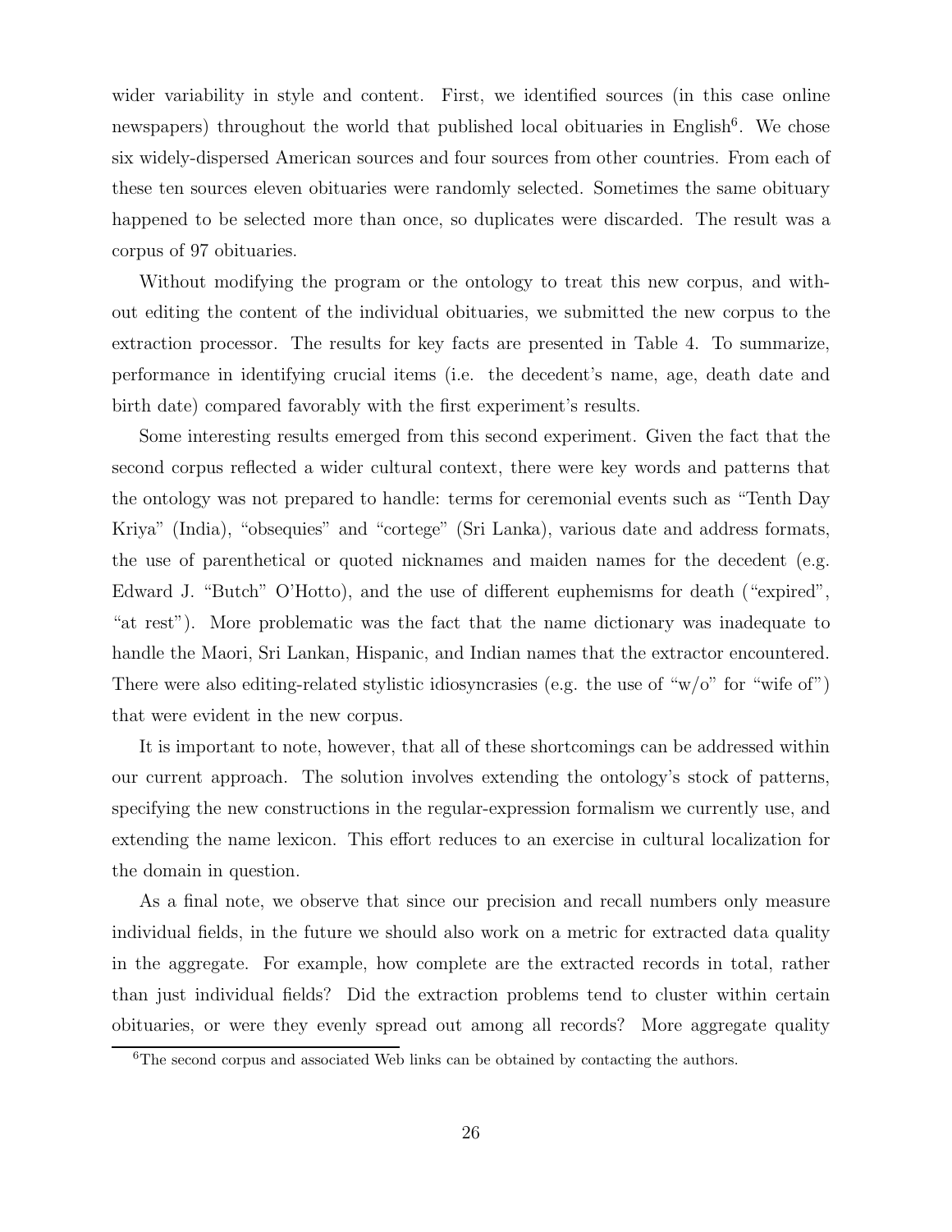wider variability in style and content. First, we identified sources (in this case online newspapers) throughout the world that published local obituaries in English[6]. We chose six widely-dispersed American sources and four sources from other countries. From each of these ten sources eleven obituaries were randomly selected. Sometimes the same obituary happened to be selected more than once, so duplicates were discarded. The result was a corpus of 97 obituaries.

Without modifying the program or the ontology to treat this new corpus, and without editing the content of the individual obituaries, we submitted the new corpus to the extraction processor. The results for key facts are presented in Table 4. To summarize, performance in identifying crucial items (i.e. the decedent's name, age, death date and birth date) compared favorably with the first experiment's results.

Some interesting results emerged from this second experiment. Given the fact that the second corpus reflected a wider cultural context, there were key words and patterns that the ontology was not prepared to handle: terms for ceremonial events such as "Tenth Day Kriya" (India), "obsequies" and "cortege" (Sri Lanka), various date and address formats, the use of parenthetical or quoted nicknames and maiden names for the decedent (e.g. Edward J. "Butch" O'Hotto), and the use of different euphemisms for death ("expired", "at rest"). More problematic was the fact that the name dictionary was inadequate to handle the Maori, Sri Lankan, Hispanic, and Indian names that the extractor encountered. There were also editing-related stylistic idiosyncrasies (e.g. the use of "w/o" for "wife of") that were evident in the new corpus.

It is important to note, however, that all of these shortcomings can be addressed within our current approach. The solution involves extending the ontology's stock of patterns, specifying the new constructions in the regular-expression formalism we currently use, and extending the name lexicon. This effort reduces to an exercise in cultural localization for the domain in question.

As a final note, we observe that since our precision and recall numbers only measure individual fields, in the future we should also work on a metric for extracted data quality in the aggregate. For example, how complete are the extracted records in total, rather than just individual fields? Did the extraction problems tend to cluster within certain obituaries, or were they evenly spread out among all records? More aggregate quality

[6]The second corpus and associated Web links can be obtained by contacting the authors.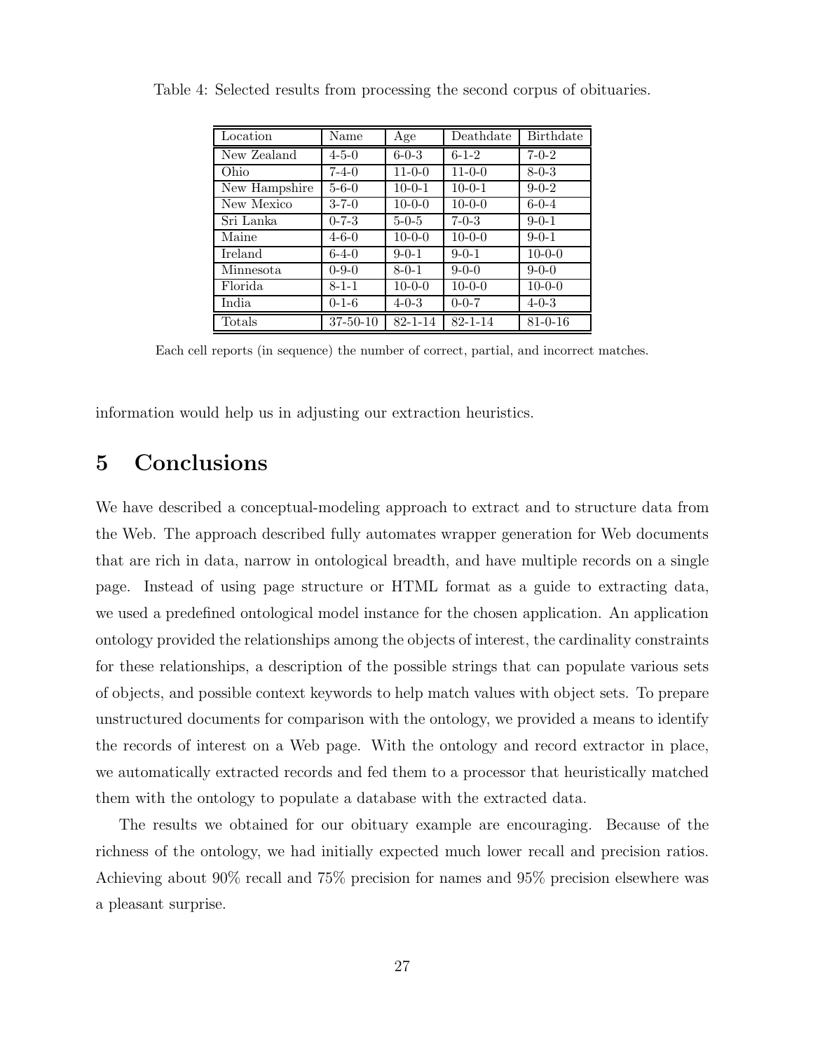Table 4: Selected results from processing the second corpus of obituaries.

| Location | Name | Age | Deathdate | Birthdate |
|---|---|---|---|---|
| New Zealand | 4-5-0 | 6-0-3 | 6-1-2 | 7-0-2 |
| Ohio | 7-4-0 | 11-0-0 | 11-0-0 | 8-0-3 |
| New Hampshire | 5-6-0 | 10-0-1 | 10-0-1 | 9-0-2 |
| New Mexico | 3-7-0 | 10-0-0 | 10-0-0 | 6-0-4 |
| Sri Lanka | 0-7-3 | 5-0-5 | 7-0-3 | 9-0-1 |
| Maine | 4-6-0 | 10-0-0 | 10-0-0 | 9-0-1 |
| Ireland | 6-4-0 | 9-0-1 | 9-0-1 | 10-0-0 |
| Minnesota | 0-9-0 | 8-0-1 | 9-0-0 | 9-0-0 |
| Florida | 8-1-1 | 10-0-0 | 10-0-0 | 10-0-0 |
| India | 0-1-6 | 4-0-3 | 0-0-7 | 4-0-3 |
| Totals | 37-50-10 | 82-1-14 | 82-1-14 | 81-0-16 |

Each cell reports (in sequence) the number of correct, partial, and incorrect matches.

information would help us in adjusting our extraction heuristics.

## 5 Conclusions

We have described a conceptual-modeling approach to extract and to structure data from the Web. The approach described fully automates wrapper generation for Web documents that are rich in data, narrow in ontological breadth, and have multiple records on a single page. Instead of using page structure or HTML format as a guide to extracting data, we used a predefined ontological model instance for the chosen application. An application ontology provided the relationships among the objects of interest, the cardinality constraints for these relationships, a description of the possible strings that can populate various sets of objects, and possible context keywords to help match values with object sets. To prepare unstructured documents for comparison with the ontology, we provided a means to identify the records of interest on a Web page. With the ontology and record extractor in place, we automatically extracted records and fed them to a processor that heuristically matched them with the ontology to populate a database with the extracted data.

The results we obtained for our obituary example are encouraging. Because of the richness of the ontology, we had initially expected much lower recall and precision ratios. Achieving about 90% recall and 75% precision for names and 95% precision elsewhere was a pleasant surprise.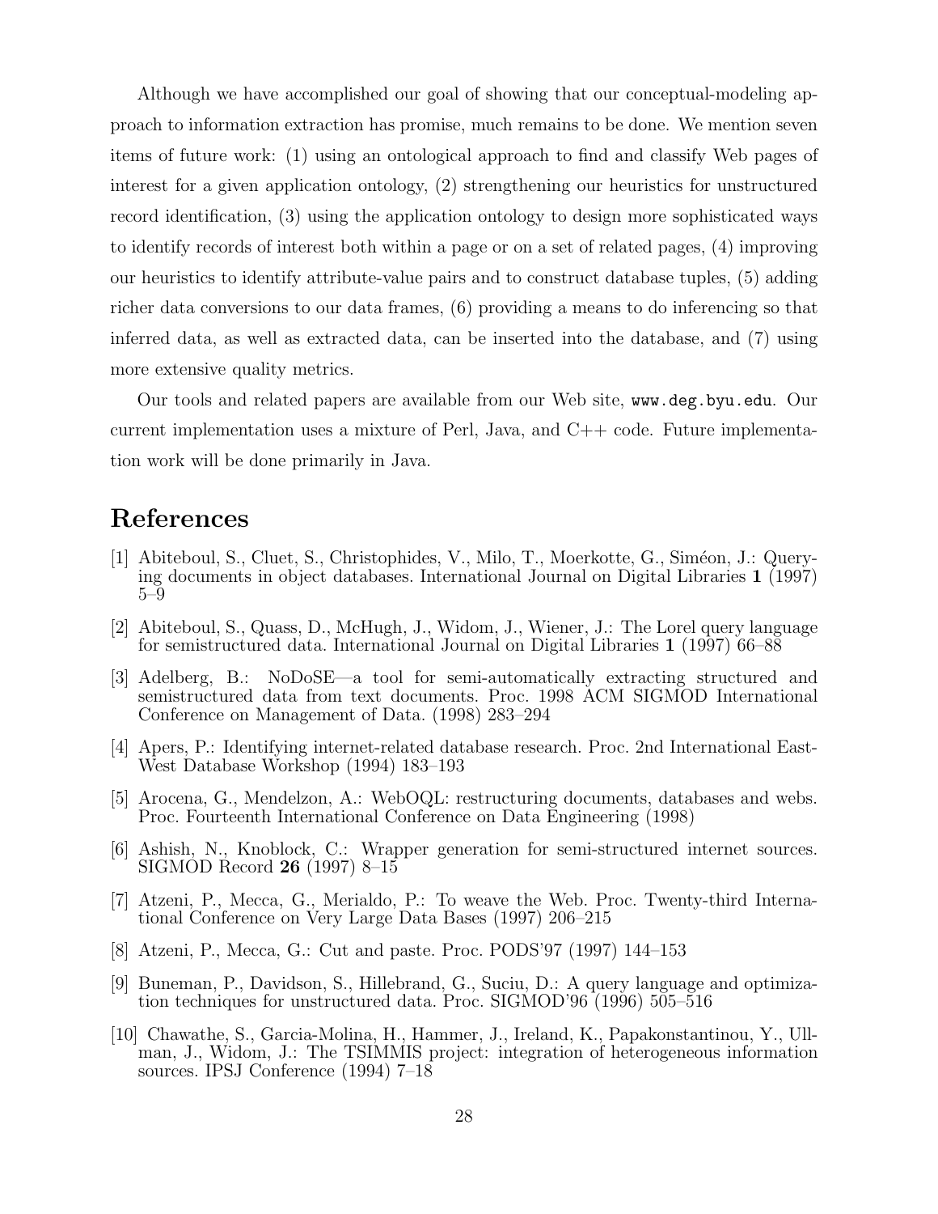Although we have accomplished our goal of showing that our conceptual-modeling approach to information extraction has promise, much remains to be done. We mention seven items of future work: (1) using an ontological approach to find and classify Web pages of interest for a given application ontology, (2) strengthening our heuristics for unstructured record identification, (3) using the application ontology to design more sophisticated ways to identify records of interest both within a page or on a set of related pages, (4) improving our heuristics to identify attribute-value pairs and to construct database tuples, (5) adding richer data conversions to our data frames, (6) providing a means to do inferencing so that inferred data, as well as extracted data, can be inserted into the database, and (7) using more extensive quality metrics.

Our tools and related papers are available from our Web site, `www.deg.byu.edu`. Our current implementation uses a mixture of Perl, Java, and C++ code. Future implementation work will be done primarily in Java.

# References

[1] Abiteboul, S., Cluet, S., Christophides, V., Milo, T., Moerkotte, G., Siméon, J.: Querying documents in object databases. International Journal on Digital Libraries **1** (1997) 5–9

[2] Abiteboul, S., Quass, D., McHugh, J., Widom, J., Wiener, J.: The Lorel query language for semistructured data. International Journal on Digital Libraries **1** (1997) 66–88

[3] Adelberg, B.: NoDoSE—a tool for semi-automatically extracting structured and semistructured data from text documents. Proc. 1998 ACM SIGMOD International Conference on Management of Data. (1998) 283–294

[4] Apers, P.: Identifying internet-related database research. Proc. 2nd International East-West Database Workshop (1994) 183–193

[5] Arocena, G., Mendelzon, A.: WebOQL: restructuring documents, databases and webs. Proc. Fourteenth International Conference on Data Engineering (1998)

[6] Ashish, N., Knoblock, C.: Wrapper generation for semi-structured internet sources. SIGMOD Record **26** (1997) 8–15

[7] Atzeni, P., Mecca, G., Merialdo, P.: To weave the Web. Proc. Twenty-third International Conference on Very Large Data Bases (1997) 206–215

[8] Atzeni, P., Mecca, G.: Cut and paste. Proc. PODS'97 (1997) 144–153

[9] Buneman, P., Davidson, S., Hillebrand, G., Suciu, D.: A query language and optimization techniques for unstructured data. Proc. SIGMOD'96 (1996) 505–516

[10] Chawathe, S., Garcia-Molina, H., Hammer, J., Ireland, K., Papakonstantinou, Y., Ullman, J., Widom, J.: The TSIMMIS project: integration of heterogeneous information sources. IPSJ Conference (1994) 7–18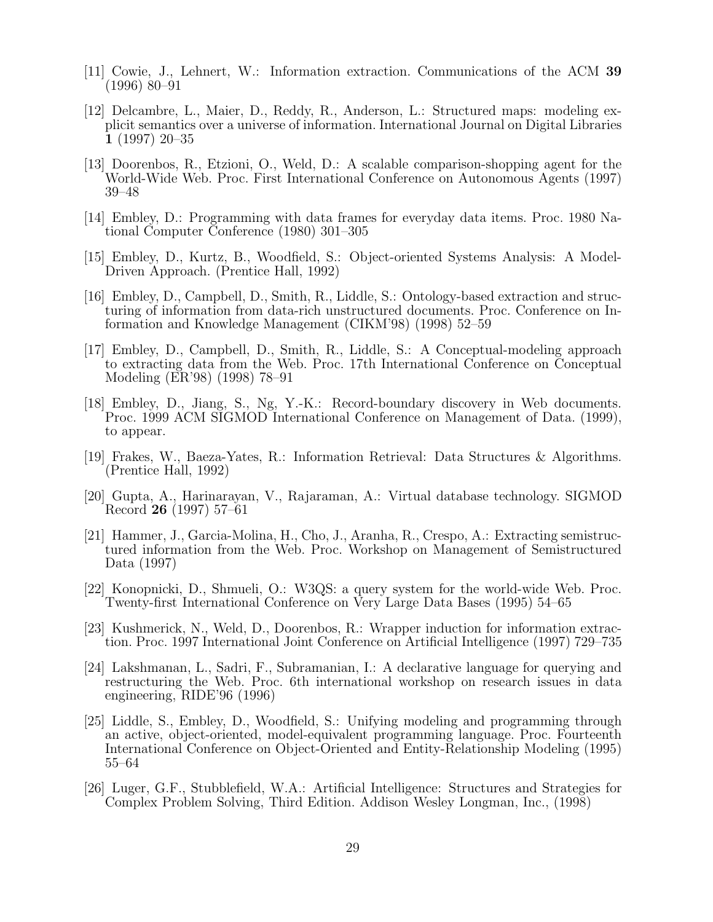[11] Cowie, J., Lehnert, W.: Information extraction. Communications of the ACM **39** (1996) 80–91

[12] Delcambre, L., Maier, D., Reddy, R., Anderson, L.: Structured maps: modeling explicit semantics over a universe of information. International Journal on Digital Libraries **1** (1997) 20–35

[13] Doorenbos, R., Etzioni, O., Weld, D.: A scalable comparison-shopping agent for the World-Wide Web. Proc. First International Conference on Autonomous Agents (1997) 39–48

[14] Embley, D.: Programming with data frames for everyday data items. Proc. 1980 National Computer Conference (1980) 301–305

[15] Embley, D., Kurtz, B., Woodfield, S.: Object-oriented Systems Analysis: A Model-Driven Approach. (Prentice Hall, 1992)

[16] Embley, D., Campbell, D., Smith, R., Liddle, S.: Ontology-based extraction and structuring of information from data-rich unstructured documents. Proc. Conference on Information and Knowledge Management (CIKM'98) (1998) 52–59

[17] Embley, D., Campbell, D., Smith, R., Liddle, S.: A Conceptual-modeling approach to extracting data from the Web. Proc. 17th International Conference on Conceptual Modeling (ER'98) (1998) 78–91

[18] Embley, D., Jiang, S., Ng, Y.-K.: Record-boundary discovery in Web documents. Proc. 1999 ACM SIGMOD International Conference on Management of Data. (1999), to appear.

[19] Frakes, W., Baeza-Yates, R.: Information Retrieval: Data Structures & Algorithms. (Prentice Hall, 1992)

[20] Gupta, A., Harinarayan, V., Rajaraman, A.: Virtual database technology. SIGMOD Record **26** (1997) 57–61

[21] Hammer, J., Garcia-Molina, H., Cho, J., Aranha, R., Crespo, A.: Extracting semistructured information from the Web. Proc. Workshop on Management of Semistructured Data (1997)

[22] Konopnicki, D., Shmueli, O.: W3QS: a query system for the world-wide Web. Proc. Twenty-first International Conference on Very Large Data Bases (1995) 54–65

[23] Kushmerick, N., Weld, D., Doorenbos, R.: Wrapper induction for information extraction. Proc. 1997 International Joint Conference on Artificial Intelligence (1997) 729–735

[24] Lakshmanan, L., Sadri, F., Subramanian, I.: A declarative language for querying and restructuring the Web. Proc. 6th international workshop on research issues in data engineering, RIDE'96 (1996)

[25] Liddle, S., Embley, D., Woodfield, S.: Unifying modeling and programming through an active, object-oriented, model-equivalent programming language. Proc. Fourteenth International Conference on Object-Oriented and Entity-Relationship Modeling (1995) 55–64

[26] Luger, G.F., Stubblefield, W.A.: Artificial Intelligence: Structures and Strategies for Complex Problem Solving, Third Edition. Addison Wesley Longman, Inc., (1998)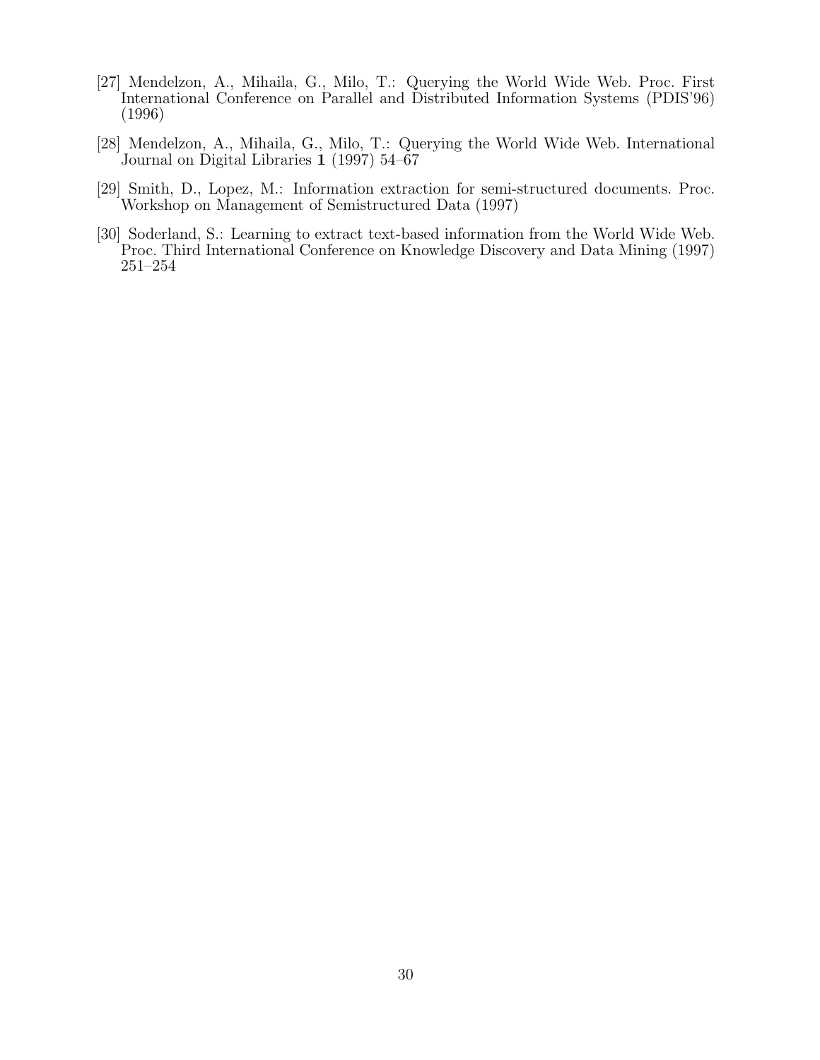[27] Mendelzon, A., Mihaila, G., Milo, T.: Querying the World Wide Web. Proc. First International Conference on Parallel and Distributed Information Systems (PDIS'96) (1996)

[28] Mendelzon, A., Mihaila, G., Milo, T.: Querying the World Wide Web. International Journal on Digital Libraries **1** (1997) 54–67

[29] Smith, D., Lopez, M.: Information extraction for semi-structured documents. Proc. Workshop on Management of Semistructured Data (1997)

[30] Soderland, S.: Learning to extract text-based information from the World Wide Web. Proc. Third International Conference on Knowledge Discovery and Data Mining (1997) 251–254